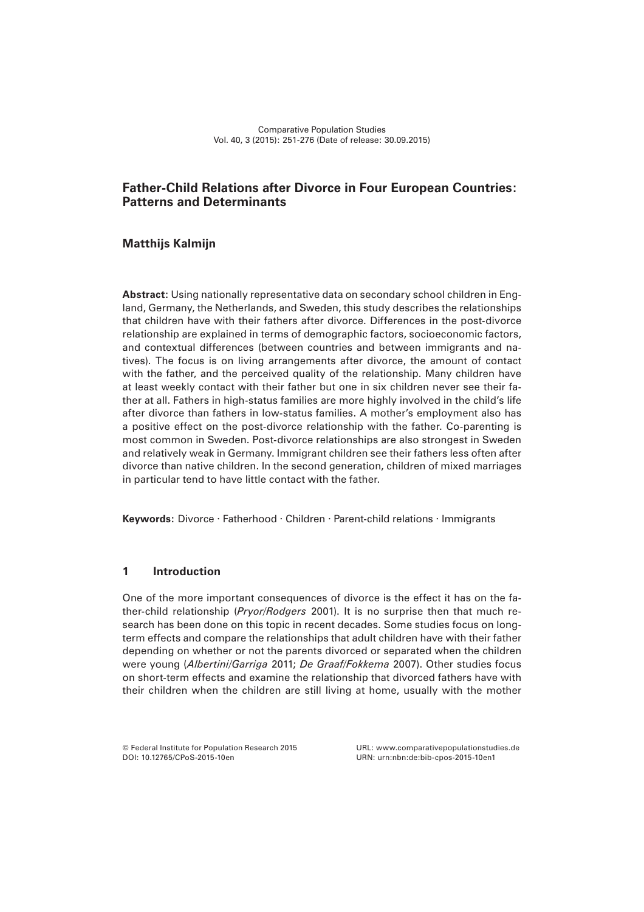# Father-Child Relations after Divorce in Four European Countries: Patterns and Determinants

**Matthijs Kalmijn**

**Abstract:** Using nationally representative data on secondary school children in England, Germany, the Netherlands, and Sweden, this study describes the relationships that children have with their fathers after divorce. Differences in the post-divorce relationship are explained in terms of demographic factors, socioeconomic factors, and contextual differences (between countries and between immigrants and natives). The focus is on living arrangements after divorce, the amount of contact with the father, and the perceived quality of the relationship. Many children have at least weekly contact with their father but one in six children never see their father at all. Fathers in high-status families are more highly involved in the child's life after divorce than fathers in low-status families. A mother's employment also has a positive effect on the post-divorce relationship with the father. Co-parenting is most common in Sweden. Post-divorce relationships are also strongest in Sweden and relatively weak in Germany. Immigrant children see their fathers less often after divorce than native children. In the second generation, children of mixed marriages in particular tend to have little contact with the father.

**Keywords:** Divorce · Fatherhood · Children · Parent-child relations · Immigrants

## 1 Introduction

One of the more important consequences of divorce is the effect it has on the father-child relationship (*Pryor/Rodgers* 2001). It is no surprise then that much research has been done on this topic in recent decades. Some studies focus on long-term effects and compare the relationships that adult children have with their father depending on whether or not the parents divorced or separated when the children were young (*Albertini/Garriga* 2011; *De Graaf/Fokkema* 2007). Other studies focus on short-term effects and examine the relationship that divorced fathers have with their children when the children are still living at home, usually with the mother

© Federal Institute for Population Research 2015
DOI: 10.12765/CPoS-2015-10en

URL: www.comparativepopulationstudies.de
URN: urn:nbn:de:bib-cpos-2015-10en1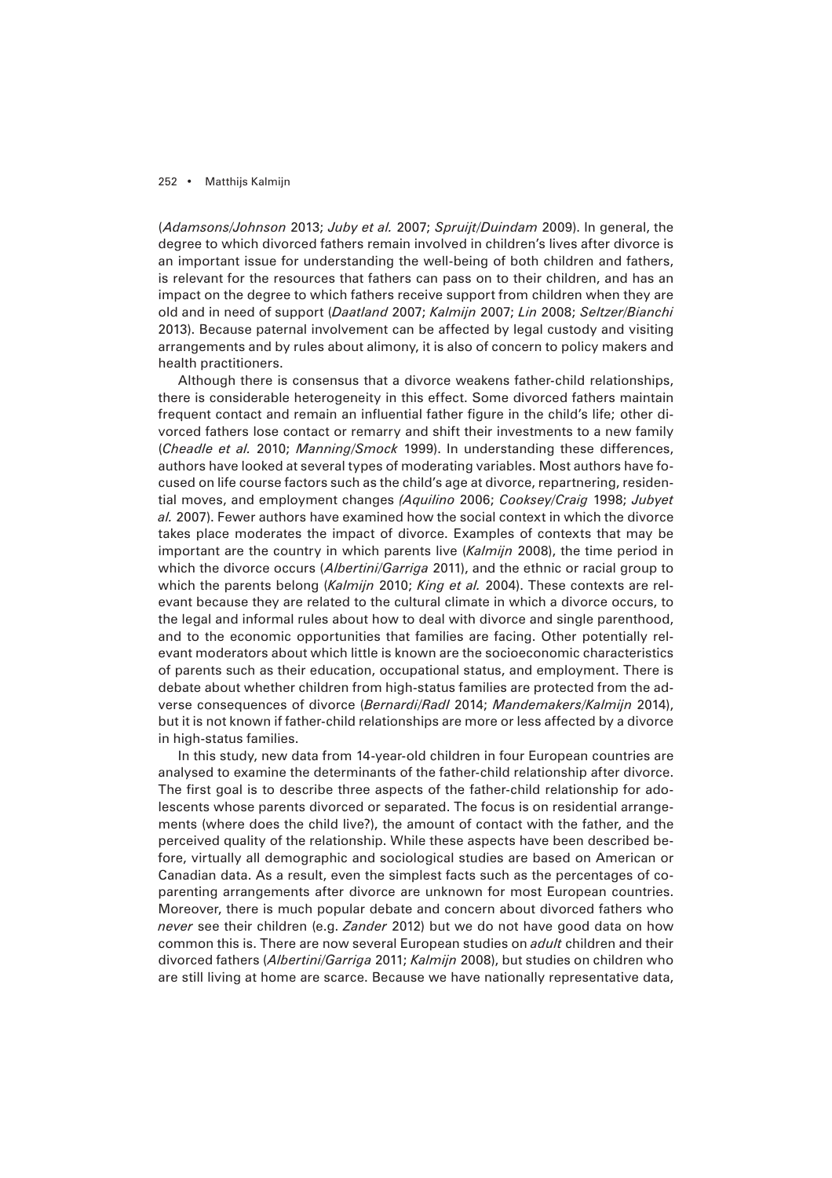(*Adamsons/Johnson* 2013; *Juby et al.* 2007; *Spruijt/Duindam* 2009). In general, the degree to which divorced fathers remain involved in children's lives after divorce is an important issue for understanding the well-being of both children and fathers, is relevant for the resources that fathers can pass on to their children, and has an impact on the degree to which fathers receive support from children when they are old and in need of support (*Daatland* 2007; *Kalmijn* 2007; *Lin* 2008; *Seltzer/Bianchi* 2013). Because paternal involvement can be affected by legal custody and visiting arrangements and by rules about alimony, it is also of concern to policy makers and health practitioners.

Although there is consensus that a divorce weakens father-child relationships, there is considerable heterogeneity in this effect. Some divorced fathers maintain frequent contact and remain an influential father figure in the child's life; other divorced fathers lose contact or remarry and shift their investments to a new family (*Cheadle et al.* 2010; *Manning/Smock* 1999). In understanding these differences, authors have looked at several types of moderating variables. Most authors have focused on life course factors such as the child's age at divorce, repartnering, residential moves, and employment changes *(Aquilino* 2006; *Cooksey/Craig* 1998; *Jubyet al.* 2007). Fewer authors have examined how the social context in which the divorce takes place moderates the impact of divorce. Examples of contexts that may be important are the country in which parents live (*Kalmijn* 2008), the time period in which the divorce occurs (*Albertini/Garriga* 2011), and the ethnic or racial group to which the parents belong (*Kalmijn* 2010; *King et al.* 2004). These contexts are relevant because they are related to the cultural climate in which a divorce occurs, to the legal and informal rules about how to deal with divorce and single parenthood, and to the economic opportunities that families are facing. Other potentially relevant moderators about which little is known are the socioeconomic characteristics of parents such as their education, occupational status, and employment. There is debate about whether children from high-status families are protected from the adverse consequences of divorce (*Bernardi/Radl* 2014; *Mandemakers/Kalmijn* 2014), but it is not known if father-child relationships are more or less affected by a divorce in high-status families.

In this study, new data from 14-year-old children in four European countries are analysed to examine the determinants of the father-child relationship after divorce. The first goal is to describe three aspects of the father-child relationship for adolescents whose parents divorced or separated. The focus is on residential arrangements (where does the child live?), the amount of contact with the father, and the perceived quality of the relationship. While these aspects have been described before, virtually all demographic and sociological studies are based on American or Canadian data. As a result, even the simplest facts such as the percentages of co-parenting arrangements after divorce are unknown for most European countries. Moreover, there is much popular debate and concern about divorced fathers who *never* see their children (e.g. *Zander* 2012) but we do not have good data on how common this is. There are now several European studies on *adult* children and their divorced fathers (*Albertini/Garriga* 2011; *Kalmijn* 2008), but studies on children who are still living at home are scarce. Because we have nationally representative data,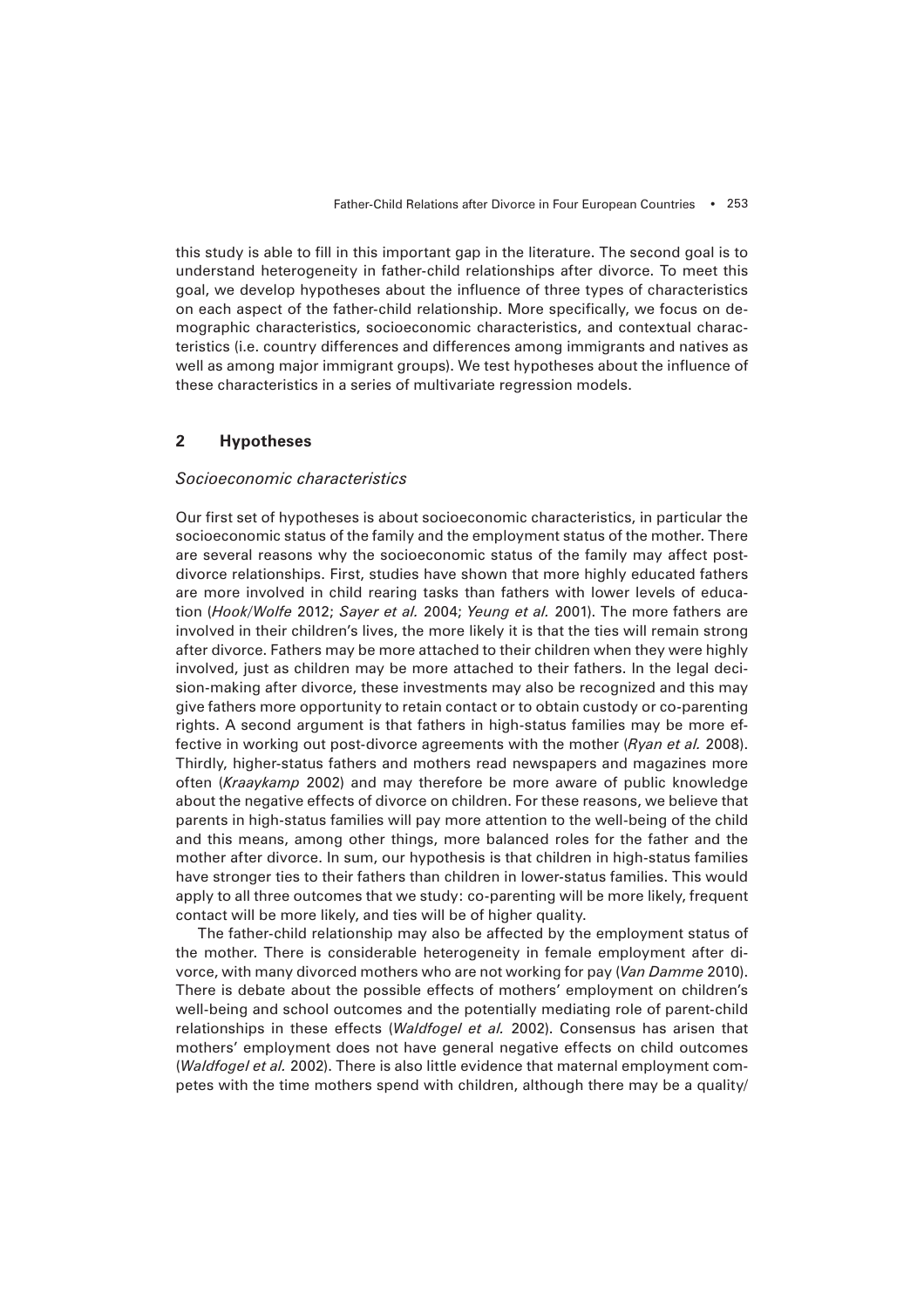this study is able to fill in this important gap in the literature. The second goal is to understand heterogeneity in father-child relationships after divorce. To meet this goal, we develop hypotheses about the influence of three types of characteristics on each aspect of the father-child relationship. More specifically, we focus on demographic characteristics, socioeconomic characteristics, and contextual characteristics (i.e. country differences and differences among immigrants and natives as well as among major immigrant groups). We test hypotheses about the influence of these characteristics in a series of multivariate regression models.

## 2 Hypotheses

### *Socioeconomic characteristics*

Our first set of hypotheses is about socioeconomic characteristics, in particular the socioeconomic status of the family and the employment status of the mother. There are several reasons why the socioeconomic status of the family may affect post-divorce relationships. First, studies have shown that more highly educated fathers are more involved in child rearing tasks than fathers with lower levels of education (*Hook/Wolfe* 2012; *Sayer et al.* 2004; *Yeung et al.* 2001). The more fathers are involved in their children's lives, the more likely it is that the ties will remain strong after divorce. Fathers may be more attached to their children when they were highly involved, just as children may be more attached to their fathers. In the legal decision-making after divorce, these investments may also be recognized and this may give fathers more opportunity to retain contact or to obtain custody or co-parenting rights. A second argument is that fathers in high-status families may be more effective in working out post-divorce agreements with the mother (*Ryan et al.* 2008). Thirdly, higher-status fathers and mothers read newspapers and magazines more often (*Kraaykamp* 2002) and may therefore be more aware of public knowledge about the negative effects of divorce on children. For these reasons, we believe that parents in high-status families will pay more attention to the well-being of the child and this means, among other things, more balanced roles for the father and the mother after divorce. In sum, our hypothesis is that children in high-status families have stronger ties to their fathers than children in lower-status families. This would apply to all three outcomes that we study: co-parenting will be more likely, frequent contact will be more likely, and ties will be of higher quality.

The father-child relationship may also be affected by the employment status of the mother. There is considerable heterogeneity in female employment after divorce, with many divorced mothers who are not working for pay (*Van Damme* 2010). There is debate about the possible effects of mothers' employment on children's well-being and school outcomes and the potentially mediating role of parent-child relationships in these effects (*Waldfogel et al.* 2002). Consensus has arisen that mothers' employment does not have general negative effects on child outcomes (*Waldfogel et al.* 2002). There is also little evidence that maternal employment competes with the time mothers spend with children, although there may be a quality/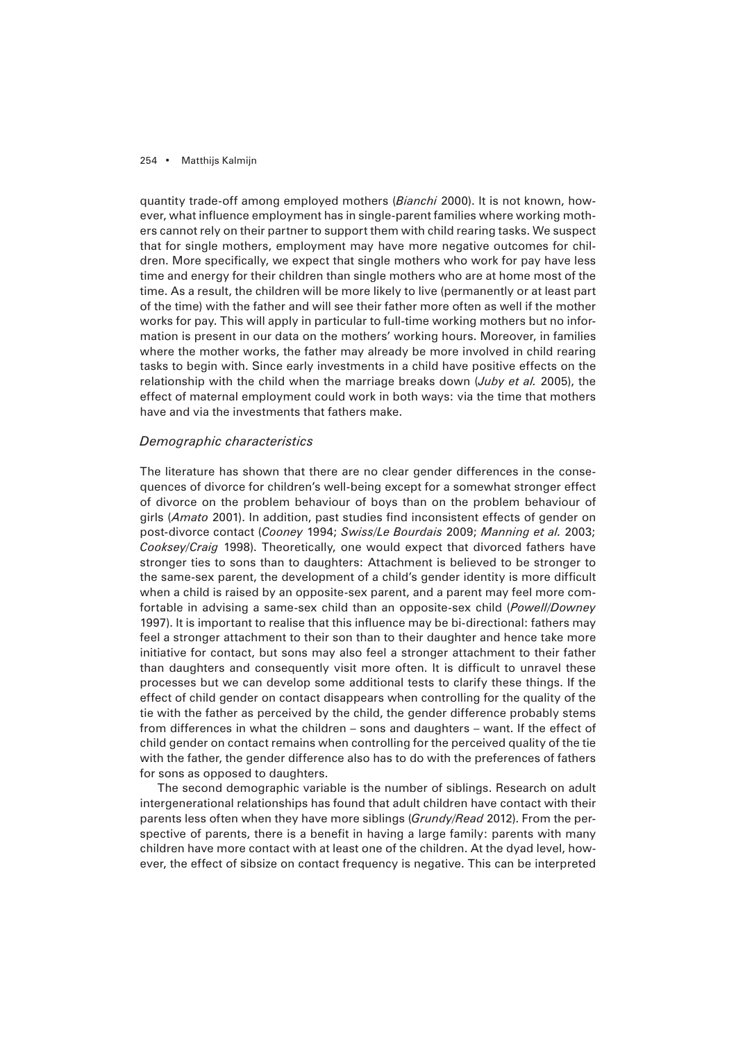quantity trade-off among employed mothers (*Bianchi* 2000). It is not known, however, what influence employment has in single-parent families where working mothers cannot rely on their partner to support them with child rearing tasks. We suspect that for single mothers, employment may have more negative outcomes for children. More specifically, we expect that single mothers who work for pay have less time and energy for their children than single mothers who are at home most of the time. As a result, the children will be more likely to live (permanently or at least part of the time) with the father and will see their father more often as well if the mother works for pay. This will apply in particular to full-time working mothers but no information is present in our data on the mothers' working hours. Moreover, in families where the mother works, the father may already be more involved in child rearing tasks to begin with. Since early investments in a child have positive effects on the relationship with the child when the marriage breaks down (*Juby et al.* 2005), the effect of maternal employment could work in both ways: via the time that mothers have and via the investments that fathers make.

### *Demographic characteristics*

The literature has shown that there are no clear gender differences in the consequences of divorce for children's well-being except for a somewhat stronger effect of divorce on the problem behaviour of boys than on the problem behaviour of girls (*Amato* 2001). In addition, past studies find inconsistent effects of gender on post-divorce contact (*Cooney* 1994; *Swiss/Le Bourdais* 2009; *Manning et al.* 2003; *Cooksey/Craig* 1998). Theoretically, one would expect that divorced fathers have stronger ties to sons than to daughters: Attachment is believed to be stronger to the same-sex parent, the development of a child's gender identity is more difficult when a child is raised by an opposite-sex parent, and a parent may feel more comfortable in advising a same-sex child than an opposite-sex child (*Powell/Downey* 1997). It is important to realise that this influence may be bi-directional: fathers may feel a stronger attachment to their son than to their daughter and hence take more initiative for contact, but sons may also feel a stronger attachment to their father than daughters and consequently visit more often. It is difficult to unravel these processes but we can develop some additional tests to clarify these things. If the effect of child gender on contact disappears when controlling for the quality of the tie with the father as perceived by the child, the gender difference probably stems from differences in what the children – sons and daughters – want. If the effect of child gender on contact remains when controlling for the perceived quality of the tie with the father, the gender difference also has to do with the preferences of fathers for sons as opposed to daughters.

The second demographic variable is the number of siblings. Research on adult intergenerational relationships has found that adult children have contact with their parents less often when they have more siblings (*Grundy/Read* 2012). From the perspective of parents, there is a benefit in having a large family: parents with many children have more contact with at least one of the children. At the dyad level, however, the effect of sibsize on contact frequency is negative. This can be interpreted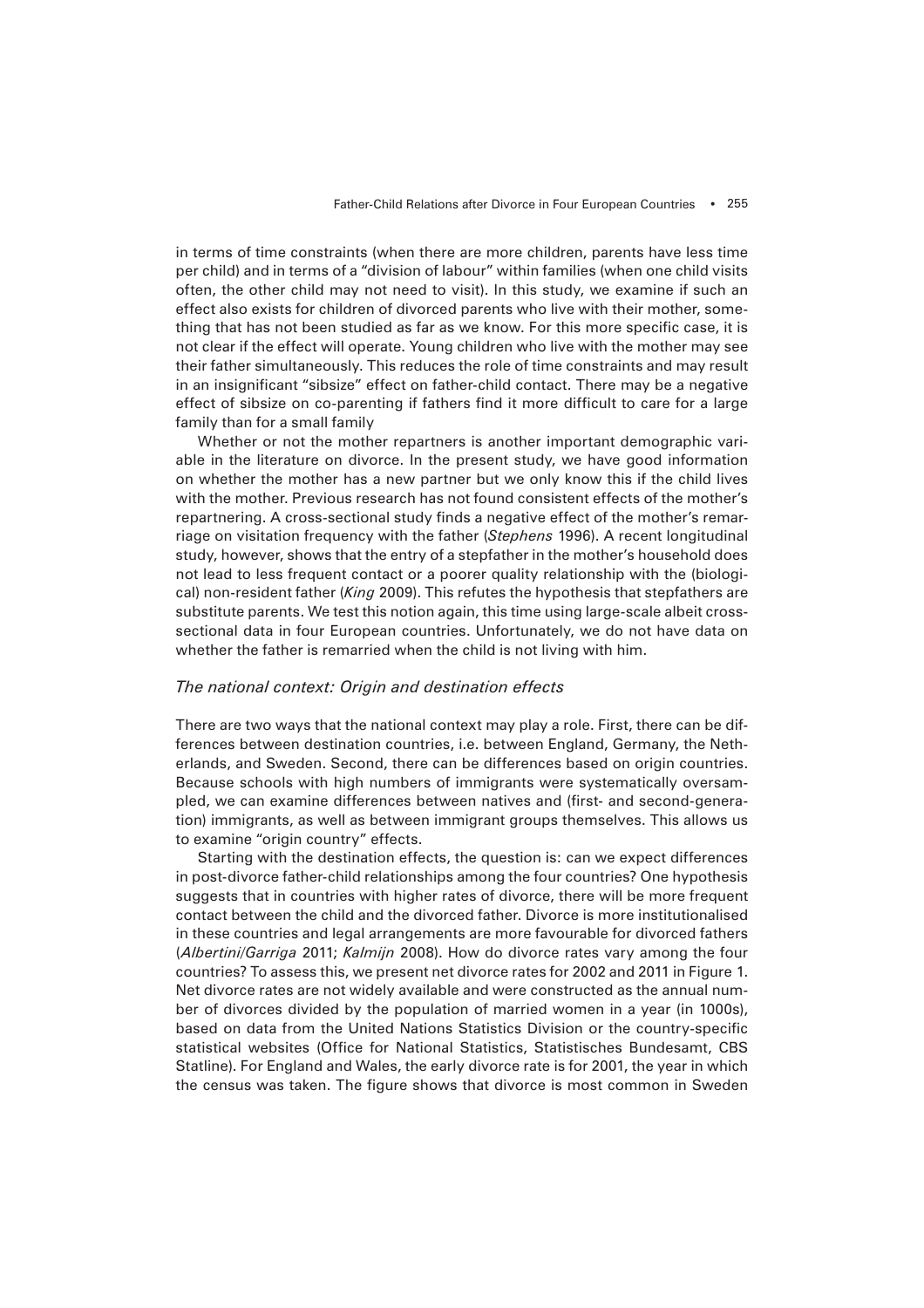in terms of time constraints (when there are more children, parents have less time per child) and in terms of a "division of labour" within families (when one child visits often, the other child may not need to visit). In this study, we examine if such an effect also exists for children of divorced parents who live with their mother, something that has not been studied as far as we know. For this more specific case, it is not clear if the effect will operate. Young children who live with the mother may see their father simultaneously. This reduces the role of time constraints and may result in an insignificant "sibsize" effect on father-child contact. There may be a negative effect of sibsize on co-parenting if fathers find it more difficult to care for a large family than for a small family

Whether or not the mother repartners is another important demographic variable in the literature on divorce. In the present study, we have good information on whether the mother has a new partner but we only know this if the child lives with the mother. Previous research has not found consistent effects of the mother's repartnering. A cross-sectional study finds a negative effect of the mother's remarriage on visitation frequency with the father (*Stephens* 1996). A recent longitudinal study, however, shows that the entry of a stepfather in the mother's household does not lead to less frequent contact or a poorer quality relationship with the (biological) non-resident father (*King* 2009). This refutes the hypothesis that stepfathers are substitute parents. We test this notion again, this time using large-scale albeit cross-sectional data in four European countries. Unfortunately, we do not have data on whether the father is remarried when the child is not living with him.

### *The national context: Origin and destination effects*

There are two ways that the national context may play a role. First, there can be differences between destination countries, i.e. between England, Germany, the Netherlands, and Sweden. Second, there can be differences based on origin countries. Because schools with high numbers of immigrants were systematically oversampled, we can examine differences between natives and (first- and second-generation) immigrants, as well as between immigrant groups themselves. This allows us to examine "origin country" effects.

Starting with the destination effects, the question is: can we expect differences in post-divorce father-child relationships among the four countries? One hypothesis suggests that in countries with higher rates of divorce, there will be more frequent contact between the child and the divorced father. Divorce is more institutionalised in these countries and legal arrangements are more favourable for divorced fathers (*Albertini/Garriga* 2011; *Kalmijn* 2008). How do divorce rates vary among the four countries? To assess this, we present net divorce rates for 2002 and 2011 in Figure 1. Net divorce rates are not widely available and were constructed as the annual number of divorces divided by the population of married women in a year (in 1000s), based on data from the United Nations Statistics Division or the country-specific statistical websites (Office for National Statistics, Statistisches Bundesamt, CBS Statline). For England and Wales, the early divorce rate is for 2001, the year in which the census was taken. The figure shows that divorce is most common in Sweden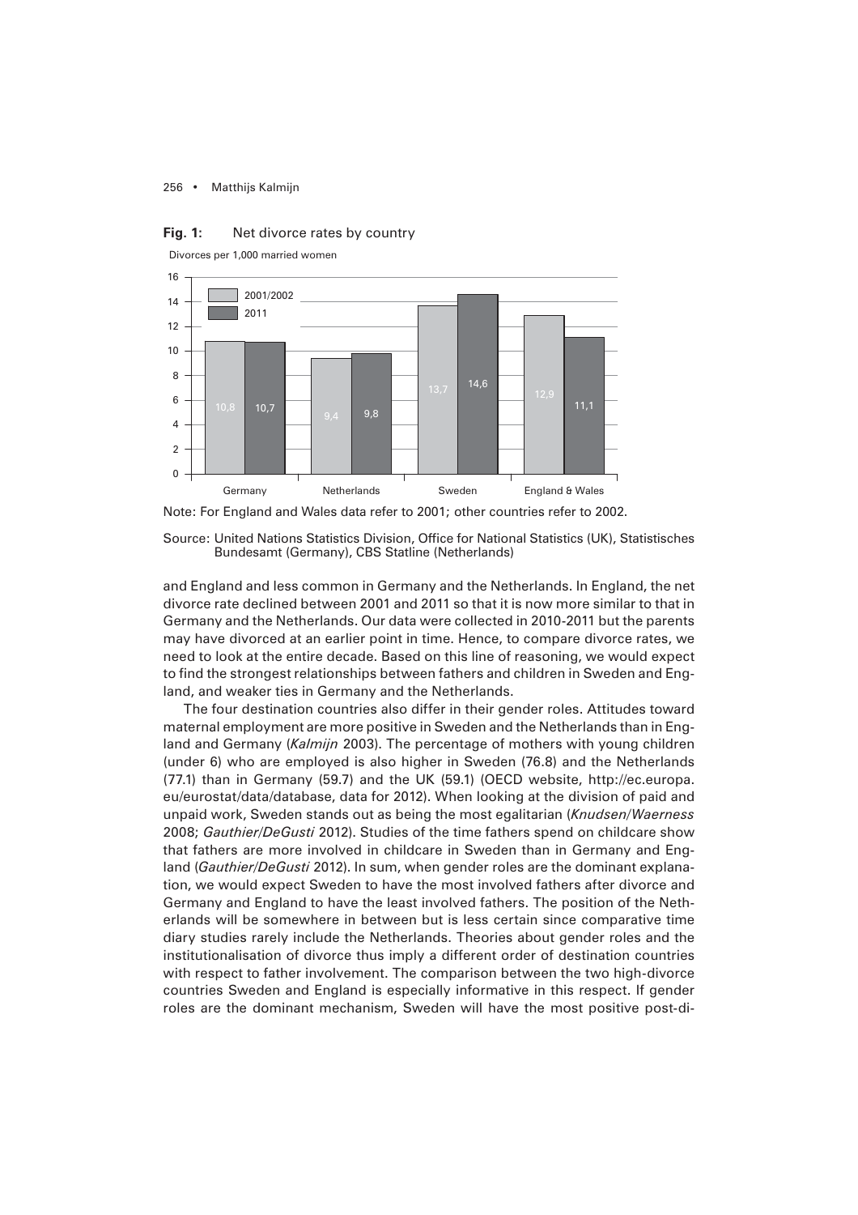**Fig. 1:** Net divorce rates by country

Divorces per 1,000 married women

| | Germany | Netherlands | Sweden | England & Wales |
|---|---|---|---|---|
| 2001/2002 | 10,8 | 9,4 | 13,7 | 12,9 |
| 2011 | 10,7 | 9,8 | 14,6 | 11,1 |

Note: For England and Wales data refer to 2001; other countries refer to 2002.

Source: United Nations Statistics Division, Office for National Statistics (UK), Statistisches Bundesamt (Germany), CBS Statline (Netherlands)

and England and less common in Germany and the Netherlands. In England, the net divorce rate declined between 2001 and 2011 so that it is now more similar to that in Germany and the Netherlands. Our data were collected in 2010-2011 but the parents may have divorced at an earlier point in time. Hence, to compare divorce rates, we need to look at the entire decade. Based on this line of reasoning, we would expect to find the strongest relationships between fathers and children in Sweden and England, and weaker ties in Germany and the Netherlands.

The four destination countries also differ in their gender roles. Attitudes toward maternal employment are more positive in Sweden and the Netherlands than in England and Germany (*Kalmijn* 2003). The percentage of mothers with young children (under 6) who are employed is also higher in Sweden (76.8) and the Netherlands (77.1) than in Germany (59.7) and the UK (59.1) (OECD website, http://ec.europa.eu/eurostat/data/database, data for 2012). When looking at the division of paid and unpaid work, Sweden stands out as being the most egalitarian (*Knudsen/Waerness* 2008; *Gauthier/DeGusti* 2012). Studies of the time fathers spend on childcare show that fathers are more involved in childcare in Sweden than in Germany and England (*Gauthier/DeGusti* 2012). In sum, when gender roles are the dominant explanation, we would expect Sweden to have the most involved fathers after divorce and Germany and England to have the least involved fathers. The position of the Netherlands will be somewhere in between but is less certain since comparative time diary studies rarely include the Netherlands. Theories about gender roles and the institutionalisation of divorce thus imply a different order of destination countries with respect to father involvement. The comparison between the two high-divorce countries Sweden and England is especially informative in this respect. If gender roles are the dominant mechanism, Sweden will have the most positive post-di-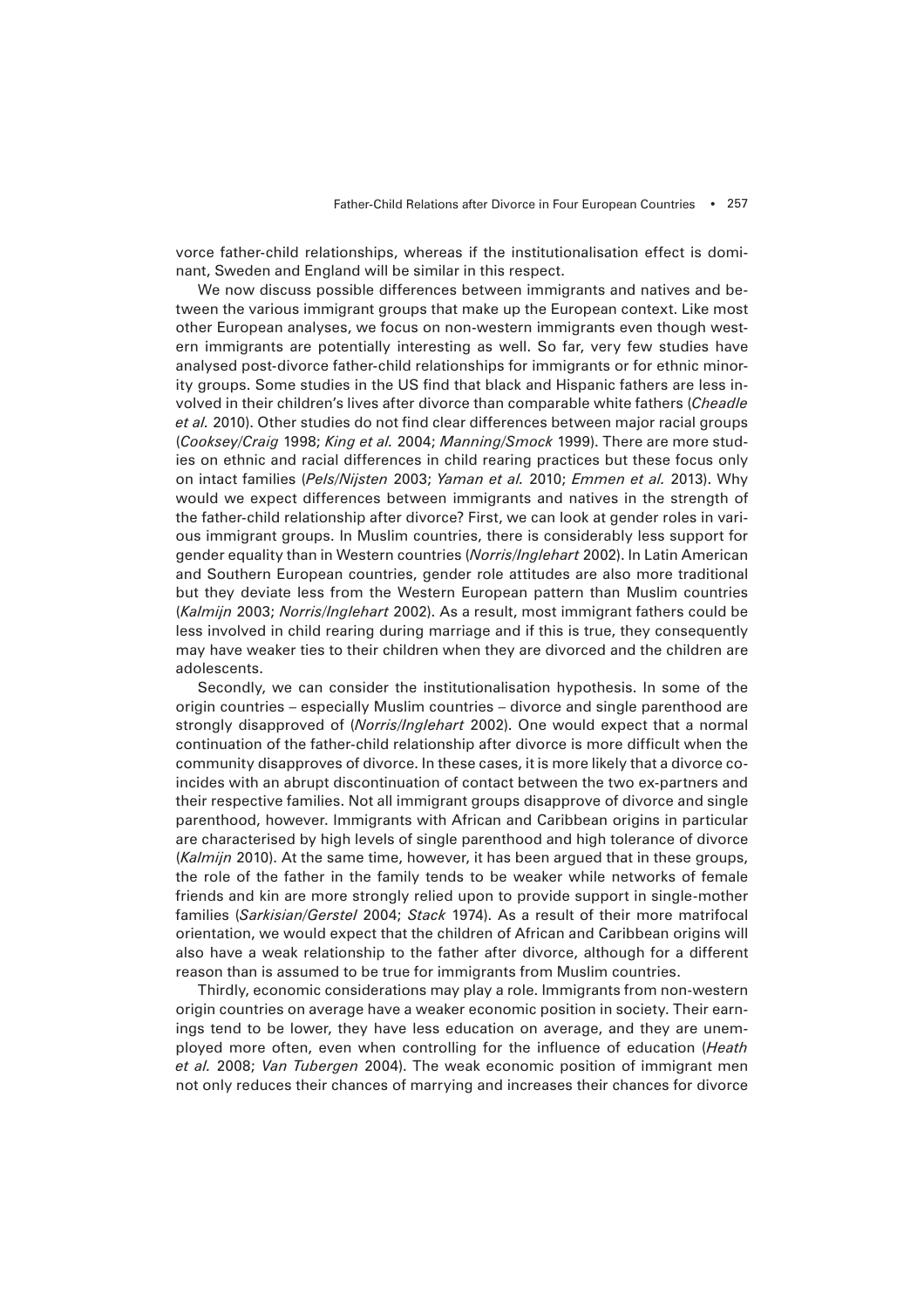vorce father-child relationships, whereas if the institutionalisation effect is dominant, Sweden and England will be similar in this respect.

We now discuss possible differences between immigrants and natives and between the various immigrant groups that make up the European context. Like most other European analyses, we focus on non-western immigrants even though western immigrants are potentially interesting as well. So far, very few studies have analysed post-divorce father-child relationships for immigrants or for ethnic minority groups. Some studies in the US find that black and Hispanic fathers are less involved in their children's lives after divorce than comparable white fathers (*Cheadle et al.* 2010). Other studies do not find clear differences between major racial groups (*Cooksey/Craig* 1998; *King et al.* 2004; *Manning/Smock* 1999). There are more studies on ethnic and racial differences in child rearing practices but these focus only on intact families (*Pels/Nijsten* 2003; *Yaman et al.* 2010; *Emmen et al.* 2013). Why would we expect differences between immigrants and natives in the strength of the father-child relationship after divorce? First, we can look at gender roles in various immigrant groups. In Muslim countries, there is considerably less support for gender equality than in Western countries (*Norris/Inglehart* 2002). In Latin American and Southern European countries, gender role attitudes are also more traditional but they deviate less from the Western European pattern than Muslim countries (*Kalmijn* 2003; *Norris/Inglehart* 2002). As a result, most immigrant fathers could be less involved in child rearing during marriage and if this is true, they consequently may have weaker ties to their children when they are divorced and the children are adolescents.

Secondly, we can consider the institutionalisation hypothesis. In some of the origin countries – especially Muslim countries – divorce and single parenthood are strongly disapproved of (*Norris/Inglehart* 2002). One would expect that a normal continuation of the father-child relationship after divorce is more difficult when the community disapproves of divorce. In these cases, it is more likely that a divorce coincides with an abrupt discontinuation of contact between the two ex-partners and their respective families. Not all immigrant groups disapprove of divorce and single parenthood, however. Immigrants with African and Caribbean origins in particular are characterised by high levels of single parenthood and high tolerance of divorce (*Kalmijn* 2010). At the same time, however, it has been argued that in these groups, the role of the father in the family tends to be weaker while networks of female friends and kin are more strongly relied upon to provide support in single-mother families (*Sarkisian/Gerstel* 2004; *Stack* 1974). As a result of their more matrifocal orientation, we would expect that the children of African and Caribbean origins will also have a weak relationship to the father after divorce, although for a different reason than is assumed to be true for immigrants from Muslim countries.

Thirdly, economic considerations may play a role. Immigrants from non-western origin countries on average have a weaker economic position in society. Their earnings tend to be lower, they have less education on average, and they are unemployed more often, even when controlling for the influence of education (*Heath et al.* 2008; *Van Tubergen* 2004). The weak economic position of immigrant men not only reduces their chances of marrying and increases their chances for divorce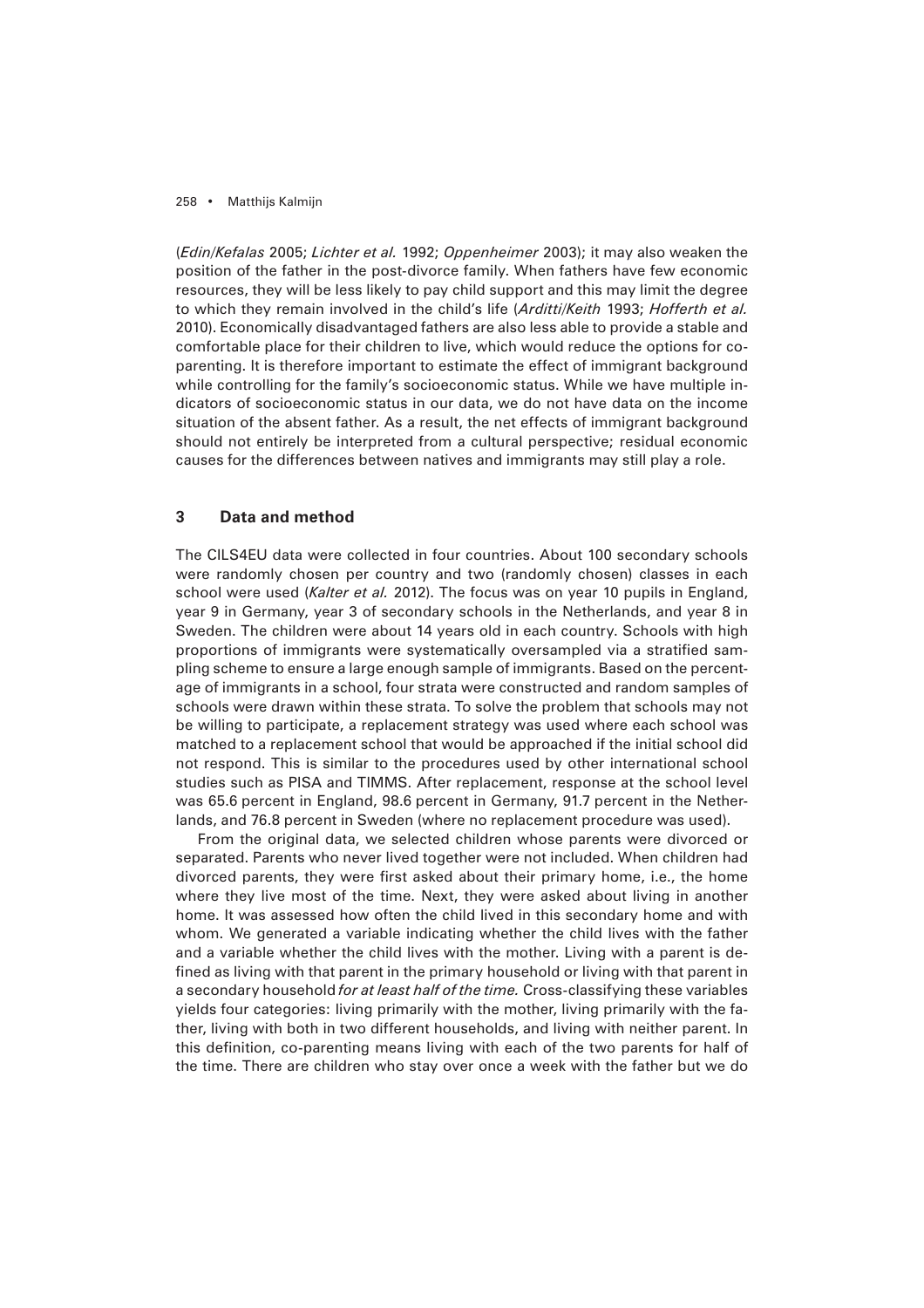(*Edin/Kefalas* 2005; *Lichter et al.* 1992; *Oppenheimer* 2003); it may also weaken the position of the father in the post-divorce family. When fathers have few economic resources, they will be less likely to pay child support and this may limit the degree to which they remain involved in the child's life (*Arditti/Keith* 1993; *Hofferth et al.* 2010). Economically disadvantaged fathers are also less able to provide a stable and comfortable place for their children to live, which would reduce the options for co-parenting. It is therefore important to estimate the effect of immigrant background while controlling for the family's socioeconomic status. While we have multiple indicators of socioeconomic status in our data, we do not have data on the income situation of the absent father. As a result, the net effects of immigrant background should not entirely be interpreted from a cultural perspective; residual economic causes for the differences between natives and immigrants may still play a role.

## 3 Data and method

The CILS4EU data were collected in four countries. About 100 secondary schools were randomly chosen per country and two (randomly chosen) classes in each school were used (*Kalter et al.* 2012). The focus was on year 10 pupils in England, year 9 in Germany, year 3 of secondary schools in the Netherlands, and year 8 in Sweden. The children were about 14 years old in each country. Schools with high proportions of immigrants were systematically oversampled via a stratified sampling scheme to ensure a large enough sample of immigrants. Based on the percentage of immigrants in a school, four strata were constructed and random samples of schools were drawn within these strata. To solve the problem that schools may not be willing to participate, a replacement strategy was used where each school was matched to a replacement school that would be approached if the initial school did not respond. This is similar to the procedures used by other international school studies such as PISA and TIMMS. After replacement, response at the school level was 65.6 percent in England, 98.6 percent in Germany, 91.7 percent in the Netherlands, and 76.8 percent in Sweden (where no replacement procedure was used).

From the original data, we selected children whose parents were divorced or separated. Parents who never lived together were not included. When children had divorced parents, they were first asked about their primary home, i.e., the home where they live most of the time. Next, they were asked about living in another home. It was assessed how often the child lived in this secondary home and with whom. We generated a variable indicating whether the child lives with the father and a variable whether the child lives with the mother. Living with a parent is defined as living with that parent in the primary household or living with that parent in a secondary household *for at least half of the time.* Cross-classifying these variables yields four categories: living primarily with the mother, living primarily with the father, living with both in two different households, and living with neither parent. In this definition, co-parenting means living with each of the two parents for half of the time. There are children who stay over once a week with the father but we do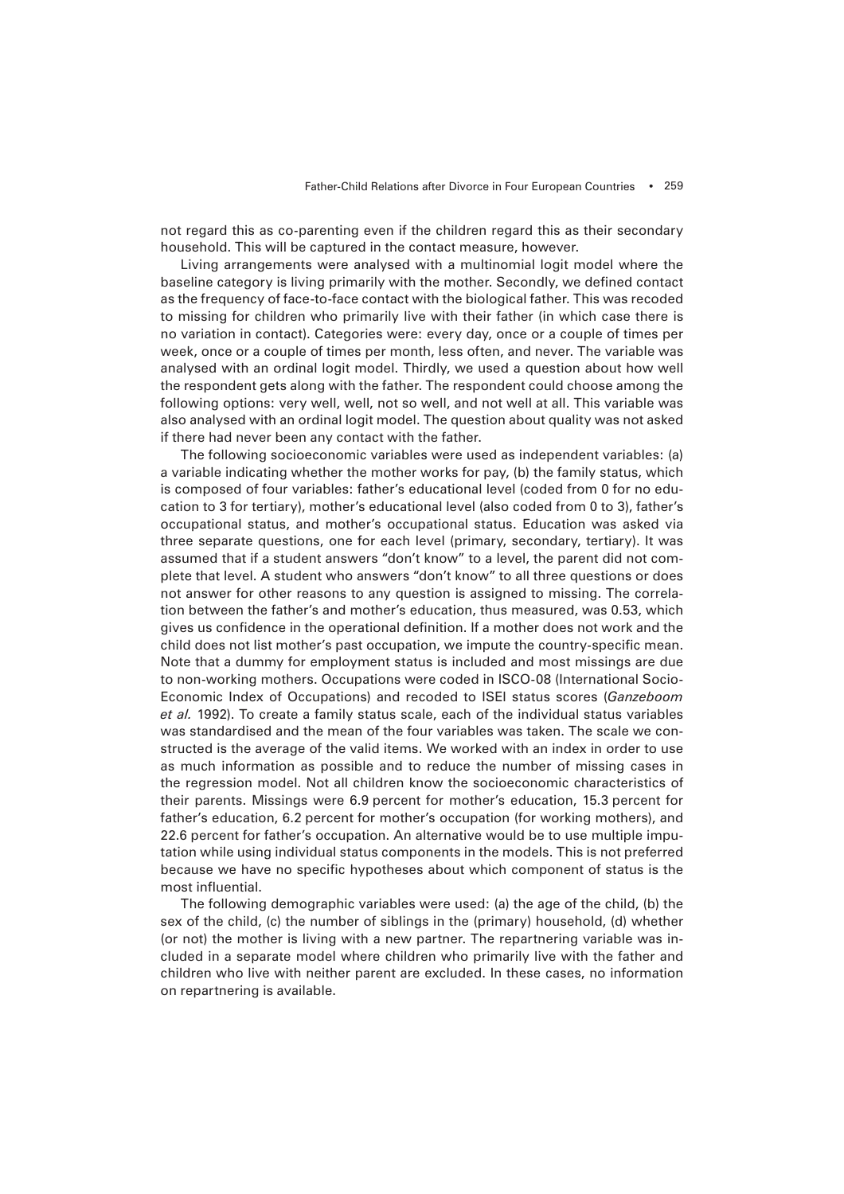not regard this as co-parenting even if the children regard this as their secondary household. This will be captured in the contact measure, however.

Living arrangements were analysed with a multinomial logit model where the baseline category is living primarily with the mother. Secondly, we defined contact as the frequency of face-to-face contact with the biological father. This was recoded to missing for children who primarily live with their father (in which case there is no variation in contact). Categories were: every day, once or a couple of times per week, once or a couple of times per month, less often, and never. The variable was analysed with an ordinal logit model. Thirdly, we used a question about how well the respondent gets along with the father. The respondent could choose among the following options: very well, well, not so well, and not well at all. This variable was also analysed with an ordinal logit model. The question about quality was not asked if there had never been any contact with the father.

The following socioeconomic variables were used as independent variables: (a) a variable indicating whether the mother works for pay, (b) the family status, which is composed of four variables: father's educational level (coded from 0 for no education to 3 for tertiary), mother's educational level (also coded from 0 to 3), father's occupational status, and mother's occupational status. Education was asked via three separate questions, one for each level (primary, secondary, tertiary). It was assumed that if a student answers "don't know" to a level, the parent did not complete that level. A student who answers "don't know" to all three questions or does not answer for other reasons to any question is assigned to missing. The correlation between the father's and mother's education, thus measured, was 0.53, which gives us confidence in the operational definition. If a mother does not work and the child does not list mother's past occupation, we impute the country-specific mean. Note that a dummy for employment status is included and most missings are due to non-working mothers. Occupations were coded in ISCO-08 (International Socio-Economic Index of Occupations) and recoded to ISEI status scores (*Ganzeboom et al.* 1992). To create a family status scale, each of the individual status variables was standardised and the mean of the four variables was taken. The scale we constructed is the average of the valid items. We worked with an index in order to use as much information as possible and to reduce the number of missing cases in the regression model. Not all children know the socioeconomic characteristics of their parents. Missings were 6.9 percent for mother's education, 15.3 percent for father's education, 6.2 percent for mother's occupation (for working mothers), and 22.6 percent for father's occupation. An alternative would be to use multiple imputation while using individual status components in the models. This is not preferred because we have no specific hypotheses about which component of status is the most influential.

The following demographic variables were used: (a) the age of the child, (b) the sex of the child, (c) the number of siblings in the (primary) household, (d) whether (or not) the mother is living with a new partner. The repartnering variable was included in a separate model where children who primarily live with the father and children who live with neither parent are excluded. In these cases, no information on repartnering is available.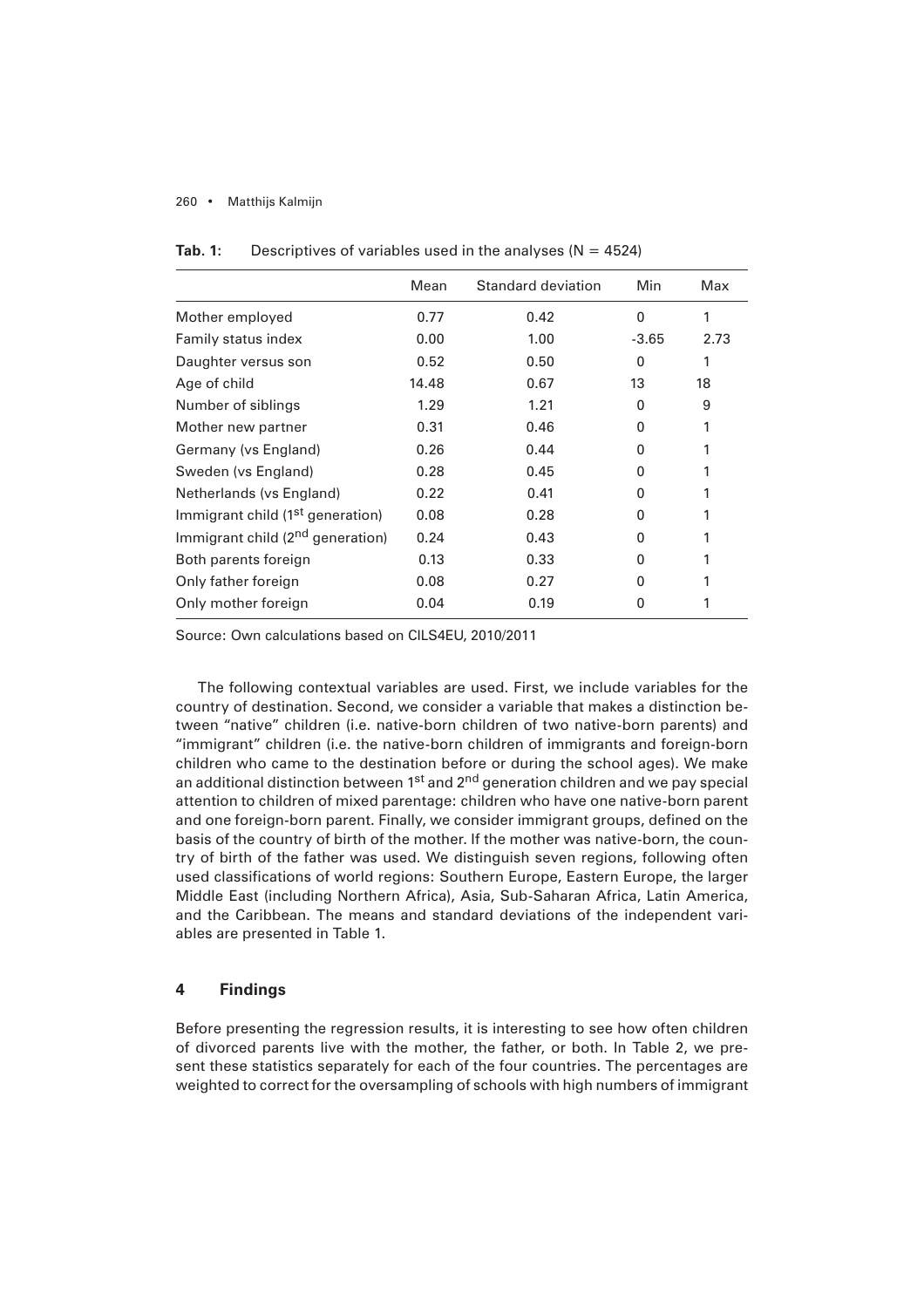**Tab. 1:** Descriptives of variables used in the analyses (N = 4524)

| | Mean | Standard deviation | Min | Max |
|---|---|---|---|---|
| Mother employed | 0.77 | 0.42 | 0 | 1 |
| Family status index | 0.00 | 1.00 | -3.65 | 2.73 |
| Daughter versus son | 0.52 | 0.50 | 0 | 1 |
| Age of child | 14.48 | 0.67 | 13 | 18 |
| Number of siblings | 1.29 | 1.21 | 0 | 9 |
| Mother new partner | 0.31 | 0.46 | 0 | 1 |
| Germany (vs England) | 0.26 | 0.44 | 0 | 1 |
| Sweden (vs England) | 0.28 | 0.45 | 0 | 1 |
| Netherlands (vs England) | 0.22 | 0.41 | 0 | 1 |
| Immigrant child (1st generation) | 0.08 | 0.28 | 0 | 1 |
| Immigrant child (2nd generation) | 0.24 | 0.43 | 0 | 1 |
| Both parents foreign | 0.13 | 0.33 | 0 | 1 |
| Only father foreign | 0.08 | 0.27 | 0 | 1 |
| Only mother foreign | 0.04 | 0.19 | 0 | 1 |

Source: Own calculations based on CILS4EU, 2010/2011

The following contextual variables are used. First, we include variables for the country of destination. Second, we consider a variable that makes a distinction between "native" children (i.e. native-born children of two native-born parents) and "immigrant" children (i.e. the native-born children of immigrants and foreign-born children who came to the destination before or during the school ages). We make an additional distinction between 1st and 2nd generation children and we pay special attention to children of mixed parentage: children who have one native-born parent and one foreign-born parent. Finally, we consider immigrant groups, defined on the basis of the country of birth of the mother. If the mother was native-born, the country of birth of the father was used. We distinguish seven regions, following often used classifications of world regions: Southern Europe, Eastern Europe, the larger Middle East (including Northern Africa), Asia, Sub-Saharan Africa, Latin America, and the Caribbean. The means and standard deviations of the independent variables are presented in Table 1.

## 4 Findings

Before presenting the regression results, it is interesting to see how often children of divorced parents live with the mother, the father, or both. In Table 2, we present these statistics separately for each of the four countries. The percentages are weighted to correct for the oversampling of schools with high numbers of immigrant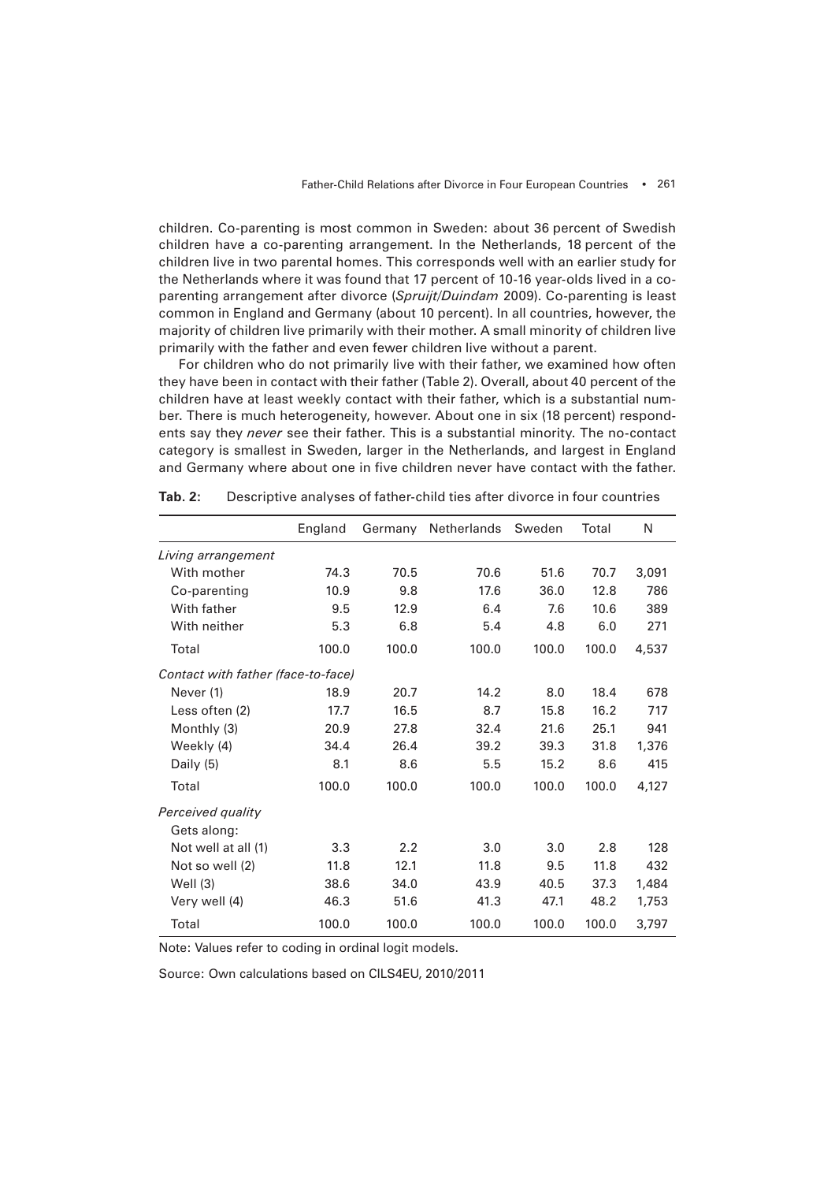children. Co-parenting is most common in Sweden: about 36 percent of Swedish children have a co-parenting arrangement. In the Netherlands, 18 percent of the children live in two parental homes. This corresponds well with an earlier study for the Netherlands where it was found that 17 percent of 10-16 year-olds lived in a co-parenting arrangement after divorce (*Spruijt/Duindam* 2009). Co-parenting is least common in England and Germany (about 10 percent). In all countries, however, the majority of children live primarily with their mother. A small minority of children live primarily with the father and even fewer children live without a parent.

For children who do not primarily live with their father, we examined how often they have been in contact with their father (Table 2). Overall, about 40 percent of the children have at least weekly contact with their father, which is a substantial number. There is much heterogeneity, however. About one in six (18 percent) respondents say they *never* see their father. This is a substantial minority. The no-contact category is smallest in Sweden, larger in the Netherlands, and largest in England and Germany where about one in five children never have contact with the father.

**Tab. 2:** Descriptive analyses of father-child ties after divorce in four countries

| | England | Germany | Netherlands | Sweden | Total | N |
|---|---|---|---|---|---|---|
| *Living arrangement* | | | | | | |
| With mother | 74.3 | 70.5 | 70.6 | 51.6 | 70.7 | 3,091 |
| Co-parenting | 10.9 | 9.8 | 17.6 | 36.0 | 12.8 | 786 |
| With father | 9.5 | 12.9 | 6.4 | 7.6 | 10.6 | 389 |
| With neither | 5.3 | 6.8 | 5.4 | 4.8 | 6.0 | 271 |
| Total | 100.0 | 100.0 | 100.0 | 100.0 | 100.0 | 4,537 |
| *Contact with father (face-to-face)* | | | | | | |
| Never (1) | 18.9 | 20.7 | 14.2 | 8.0 | 18.4 | 678 |
| Less often (2) | 17.7 | 16.5 | 8.7 | 15.8 | 16.2 | 717 |
| Monthly (3) | 20.9 | 27.8 | 32.4 | 21.6 | 25.1 | 941 |
| Weekly (4) | 34.4 | 26.4 | 39.2 | 39.3 | 31.8 | 1,376 |
| Daily (5) | 8.1 | 8.6 | 5.5 | 15.2 | 8.6 | 415 |
| Total | 100.0 | 100.0 | 100.0 | 100.0 | 100.0 | 4,127 |
| *Perceived quality* | | | | | | |
| Gets along: | | | | | | |
| Not well at all (1) | 3.3 | 2.2 | 3.0 | 3.0 | 2.8 | 128 |
| Not so well (2) | 11.8 | 12.1 | 11.8 | 9.5 | 11.8 | 432 |
| Well (3) | 38.6 | 34.0 | 43.9 | 40.5 | 37.3 | 1,484 |
| Very well (4) | 46.3 | 51.6 | 41.3 | 47.1 | 48.2 | 1,753 |
| Total | 100.0 | 100.0 | 100.0 | 100.0 | 100.0 | 3,797 |

Note: Values refer to coding in ordinal logit models.

Source: Own calculations based on CILS4EU, 2010/2011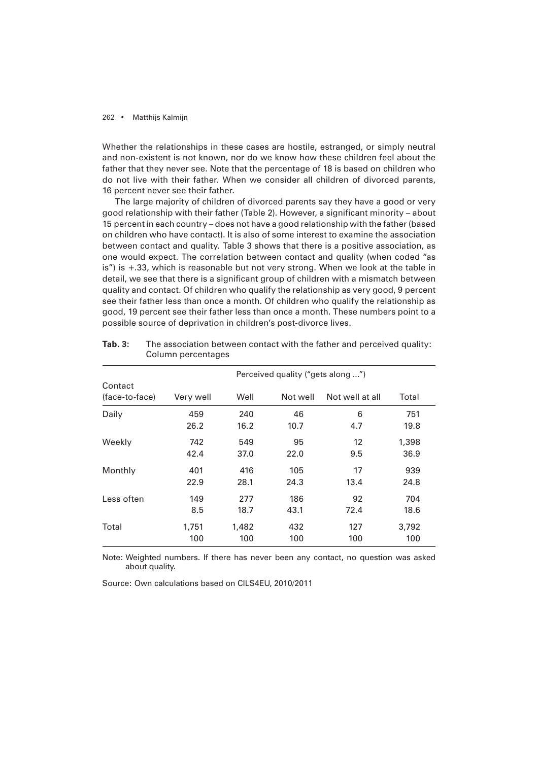Whether the relationships in these cases are hostile, estranged, or simply neutral and non-existent is not known, nor do we know how these children feel about the father that they never see. Note that the percentage of 18 is based on children who do not live with their father. When we consider all children of divorced parents, 16 percent never see their father.

The large majority of children of divorced parents say they have a good or very good relationship with their father (Table 2). However, a significant minority – about 15 percent in each country – does not have a good relationship with the father (based on children who have contact). It is also of some interest to examine the association between contact and quality. Table 3 shows that there is a positive association, as one would expect. The correlation between contact and quality (when coded "as is") is +.33, which is reasonable but not very strong. When we look at the table in detail, we see that there is a significant group of children with a mismatch between quality and contact. Of children who qualify the relationship as very good, 9 percent see their father less than once a month. Of children who qualify the relationship as good, 19 percent see their father less than once a month. These numbers point to a possible source of deprivation in children's post-divorce lives.

**Tab. 3:** The association between contact with the father and perceived quality: Column percentages

| Contact (face-to-face) | Perceived quality ("gets along ...") | | | | |
|---|---|---|---|---|---|
| | Very well | Well | Not well | Not well at all | Total |
| Daily | 459 | 240 | 46 | 6 | 751 |
| | 26.2 | 16.2 | 10.7 | 4.7 | 19.8 |
| Weekly | 742 | 549 | 95 | 12 | 1,398 |
| | 42.4 | 37.0 | 22.0 | 9.5 | 36.9 |
| Monthly | 401 | 416 | 105 | 17 | 939 |
| | 22.9 | 28.1 | 24.3 | 13.4 | 24.8 |
| Less often | 149 | 277 | 186 | 92 | 704 |
| | 8.5 | 18.7 | 43.1 | 72.4 | 18.6 |
| Total | 1,751 | 1,482 | 432 | 127 | 3,792 |
| | 100 | 100 | 100 | 100 | 100 |

Note: Weighted numbers. If there has never been any contact, no question was asked about quality.

Source: Own calculations based on CILS4EU, 2010/2011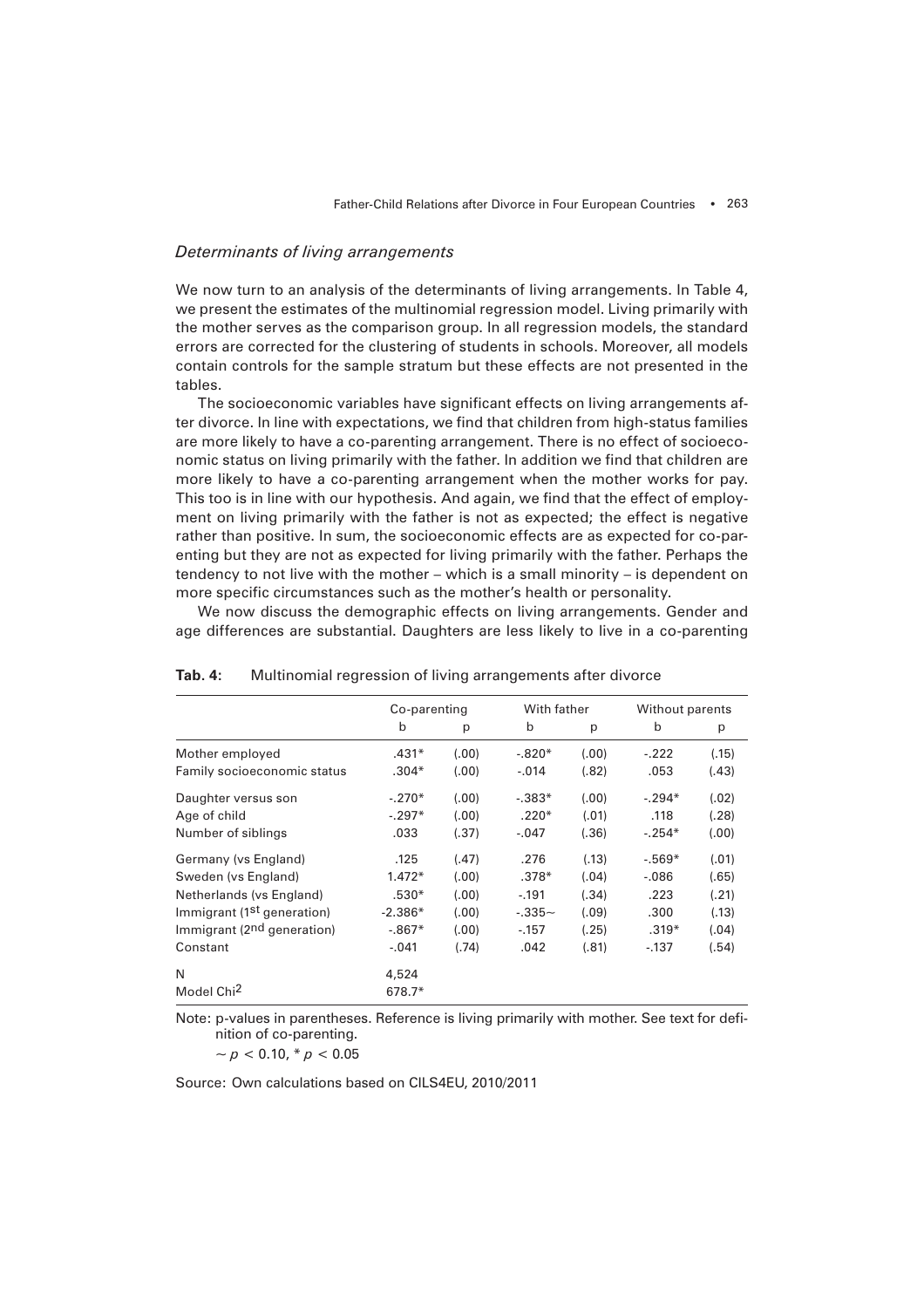### *Determinants of living arrangements*

We now turn to an analysis of the determinants of living arrangements. In Table 4, we present the estimates of the multinomial regression model. Living primarily with the mother serves as the comparison group. In all regression models, the standard errors are corrected for the clustering of students in schools. Moreover, all models contain controls for the sample stratum but these effects are not presented in the tables.

The socioeconomic variables have significant effects on living arrangements after divorce. In line with expectations, we find that children from high-status families are more likely to have a co-parenting arrangement. There is no effect of socioeconomic status on living primarily with the father. In addition we find that children are more likely to have a co-parenting arrangement when the mother works for pay. This too is in line with our hypothesis. And again, we find that the effect of employment on living primarily with the father is not as expected; the effect is negative rather than positive. In sum, the socioeconomic effects are as expected for co-parenting but they are not as expected for living primarily with the father. Perhaps the tendency to not live with the mother – which is a small minority – is dependent on more specific circumstances such as the mother's health or personality.

We now discuss the demographic effects on living arrangements. Gender and age differences are substantial. Daughters are less likely to live in a co-parenting

**Tab. 4:** Multinomial regression of living arrangements after divorce

| | Co-parenting | | With father | | Without parents | |
|---|---|---|---|---|---|---|
| | b | p | b | p | b | p |
| Mother employed | .431* | (.00) | -.820* | (.00) | -.222 | (.15) |
| Family socioeconomic status | .304* | (.00) | -.014 | (.82) | .053 | (.43) |
| Daughter versus son | -.270* | (.00) | -.383* | (.00) | -.294* | (.02) |
| Age of child | -.297* | (.00) | .220* | (.01) | .118 | (.28) |
| Number of siblings | .033 | (.37) | -.047 | (.36) | -.254* | (.00) |
| Germany (vs England) | .125 | (.47) | .276 | (.13) | -.569* | (.01) |
| Sweden (vs England) | 1.472* | (.00) | .378* | (.04) | -.086 | (.65) |
| Netherlands (vs England) | .530* | (.00) | -.191 | (.34) | .223 | (.21) |
| Immigrant (1st generation) | -2.386* | (.00) | -.335~ | (.09) | .300 | (.13) |
| Immigrant (2nd generation) | -.867* | (.00) | -.157 | (.25) | .319* | (.04) |
| Constant | -.041 | (.74) | .042 | (.81) | -.137 | (.54) |
| N | 4,524 | | | | | |
| Model Chi$^2$ | 678.7* | | | | | |

Note: p-values in parentheses. Reference is living primarily with mother. See text for definition of co-parenting.

$\sim p < 0.10$, $* \, p < 0.05$

Source: Own calculations based on CILS4EU, 2010/2011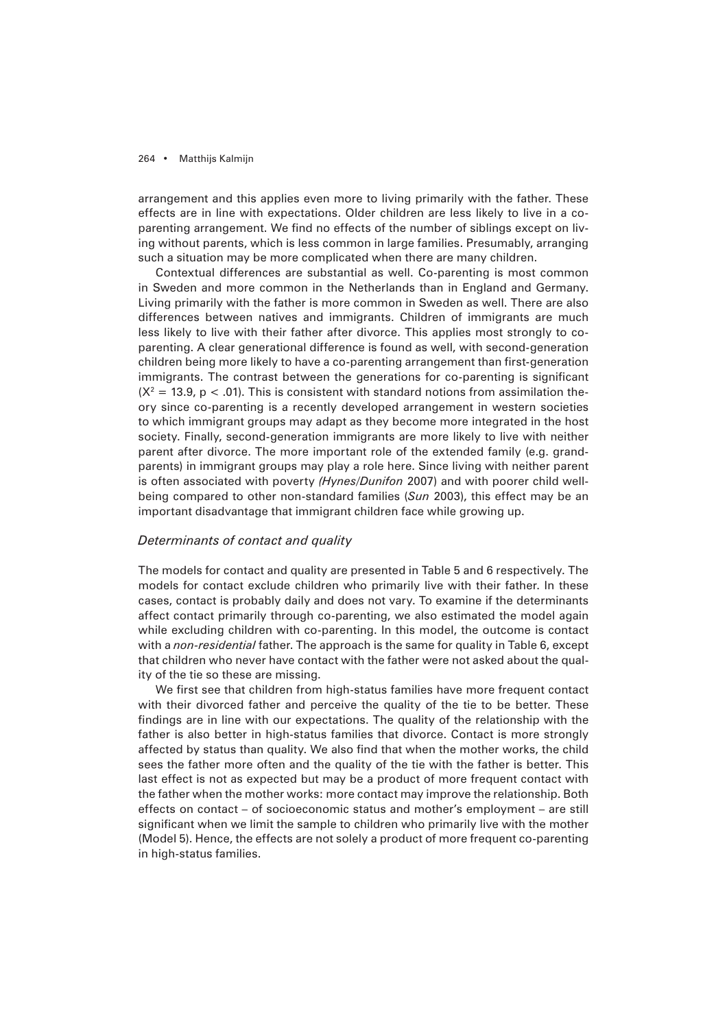arrangement and this applies even more to living primarily with the father. These effects are in line with expectations. Older children are less likely to live in a co-parenting arrangement. We find no effects of the number of siblings except on living without parents, which is less common in large families. Presumably, arranging such a situation may be more complicated when there are many children.

Contextual differences are substantial as well. Co-parenting is most common in Sweden and more common in the Netherlands than in England and Germany. Living primarily with the father is more common in Sweden as well. There are also differences between natives and immigrants. Children of immigrants are much less likely to live with their father after divorce. This applies most strongly to co-parenting. A clear generational difference is found as well, with second-generation children being more likely to have a co-parenting arrangement than first-generation immigrants. The contrast between the generations for co-parenting is significant ($X^2 = 13.9$, $p < .01$). This is consistent with standard notions from assimilation theory since co-parenting is a recently developed arrangement in western societies to which immigrant groups may adapt as they become more integrated in the host society. Finally, second-generation immigrants are more likely to live with neither parent after divorce. The more important role of the extended family (e.g. grandparents) in immigrant groups may play a role here. Since living with neither parent is often associated with poverty *(Hynes/Dunifon* 2007) and with poorer child well-being compared to other non-standard families (*Sun* 2003), this effect may be an important disadvantage that immigrant children face while growing up.

### *Determinants of contact and quality*

The models for contact and quality are presented in Table 5 and 6 respectively. The models for contact exclude children who primarily live with their father. In these cases, contact is probably daily and does not vary. To examine if the determinants affect contact primarily through co-parenting, we also estimated the model again while excluding children with co-parenting. In this model, the outcome is contact with a *non-residential* father. The approach is the same for quality in Table 6, except that children who never have contact with the father were not asked about the quality of the tie so these are missing.

We first see that children from high-status families have more frequent contact with their divorced father and perceive the quality of the tie to be better. These findings are in line with our expectations. The quality of the relationship with the father is also better in high-status families that divorce. Contact is more strongly affected by status than quality. We also find that when the mother works, the child sees the father more often and the quality of the tie with the father is better. This last effect is not as expected but may be a product of more frequent contact with the father when the mother works: more contact may improve the relationship. Both effects on contact – of socioeconomic status and mother's employment – are still significant when we limit the sample to children who primarily live with the mother (Model 5). Hence, the effects are not solely a product of more frequent co-parenting in high-status families.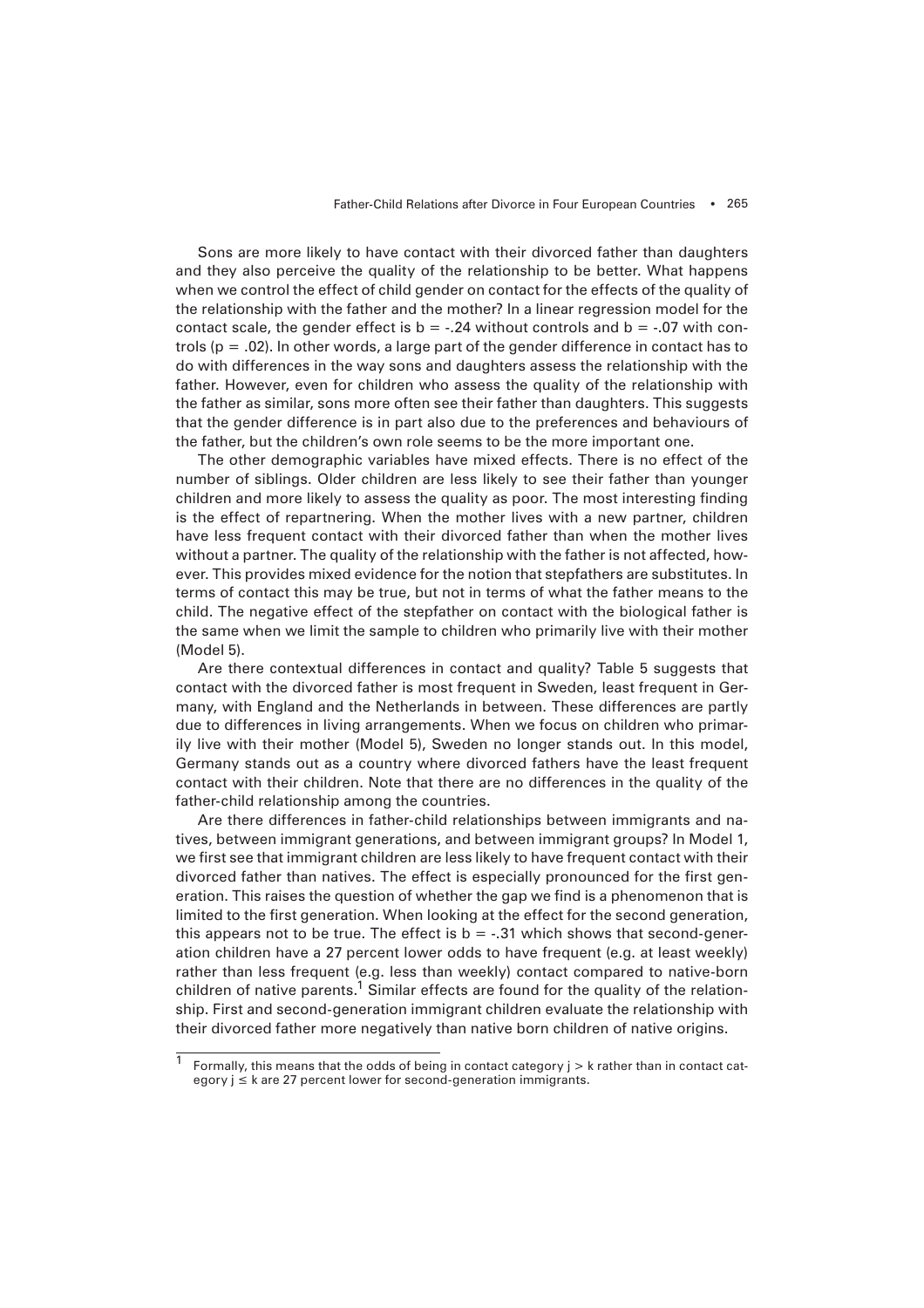Sons are more likely to have contact with their divorced father than daughters and they also perceive the quality of the relationship to be better. What happens when we control the effect of child gender on contact for the effects of the quality of the relationship with the father and the mother? In a linear regression model for the contact scale, the gender effect is $b = -.24$ without controls and $b = -.07$ with controls ($p = .02$). In other words, a large part of the gender difference in contact has to do with differences in the way sons and daughters assess the relationship with the father. However, even for children who assess the quality of the relationship with the father as similar, sons more often see their father than daughters. This suggests that the gender difference is in part also due to the preferences and behaviours of the father, but the children's own role seems to be the more important one.

The other demographic variables have mixed effects. There is no effect of the number of siblings. Older children are less likely to see their father than younger children and more likely to assess the quality as poor. The most interesting finding is the effect of repartnering. When the mother lives with a new partner, children have less frequent contact with their divorced father than when the mother lives without a partner. The quality of the relationship with the father is not affected, however. This provides mixed evidence for the notion that stepfathers are substitutes. In terms of contact this may be true, but not in terms of what the father means to the child. The negative effect of the stepfather on contact with the biological father is the same when we limit the sample to children who primarily live with their mother (Model 5).

Are there contextual differences in contact and quality? Table 5 suggests that contact with the divorced father is most frequent in Sweden, least frequent in Germany, with England and the Netherlands in between. These differences are partly due to differences in living arrangements. When we focus on children who primarily live with their mother (Model 5), Sweden no longer stands out. In this model, Germany stands out as a country where divorced fathers have the least frequent contact with their children. Note that there are no differences in the quality of the father-child relationship among the countries.

Are there differences in father-child relationships between immigrants and natives, between immigrant generations, and between immigrant groups? In Model 1, we first see that immigrant children are less likely to have frequent contact with their divorced father than natives. The effect is especially pronounced for the first generation. This raises the question of whether the gap we find is a phenomenon that is limited to the first generation. When looking at the effect for the second generation, this appears not to be true. The effect is $b = -.31$ which shows that second-generation children have a 27 percent lower odds to have frequent (e.g. at least weekly) rather than less frequent (e.g. less than weekly) contact compared to native-born children of native parents.[1] Similar effects are found for the quality of the relationship. First and second-generation immigrant children evaluate the relationship with their divorced father more negatively than native born children of native origins.

---

[1] Formally, this means that the odds of being in contact category $j > k$ rather than in contact category $j \leq k$ are 27 percent lower for second-generation immigrants.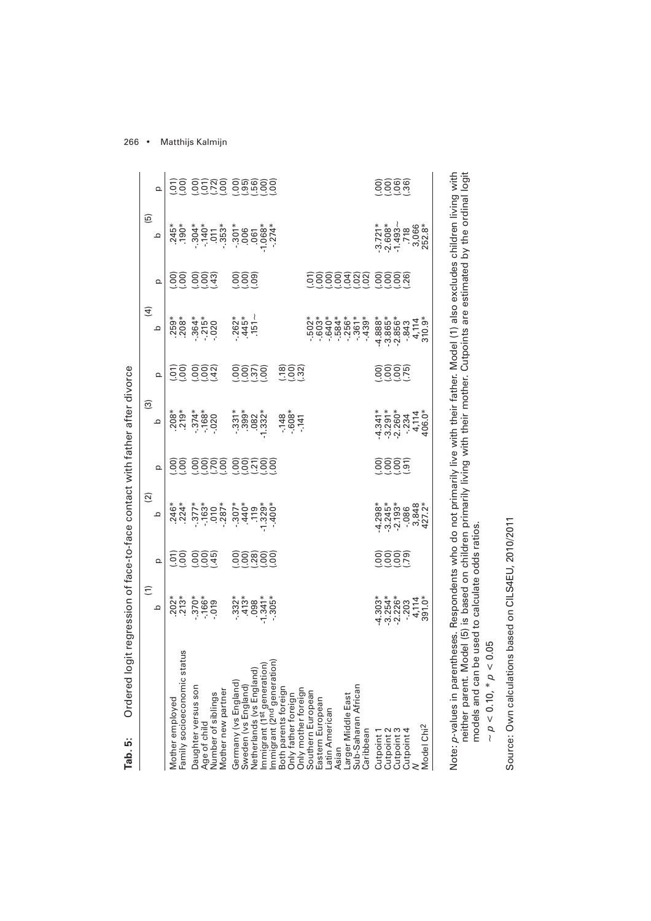**Tab. 5:** Ordered logit regression of face-to-face contact with father after divorce

| | (1) | | (2) | | (3) | | (4) | | (5) | |
|---|---|---|---|---|---|---|---|---|---|---|
| | b | p | b | p | b | p | b | p | b | p |
| Mother employed | .202* | (.01) | .246* | (.00) | .208* | (.01) | .259* | (.00) | .245* | (.01) |
| Family socioeconomic status | .213* | (.00) | .224* | (.00) | .219* | (.00) | .208* | (.00) | .190* | (.00) |
| Daughter versus son | -.370* | (.00) | -.377* | (.00) | -.374* | (.00) | -.364* | (.00) | -.304* | (.00) |
| Age of child | -.166* | (.00) | -.163* | (.00) | -.168* | (.00) | -.215* | (.00) | -.140* | (.01) |
| Number of siblings | -.019 | (.45) | .010 | (.70) | -.020 | (.42) | -.020 | (.43) | .011 | (.72) |
| Mother new partner | | | -.287* | (.00) | | | | | -.353* | (.00) |
| Germany (vs England) | -.332* | (.00) | -.307* | (.00) | -.331* | (.00) | -.262* | (.00) | -.301* | (.00) |
| Sweden (vs England) | .413* | (.00) | .440* | (.00) | .399* | (.00) | .445* | (.00) | .006 | (.95) |
| Netherlands (vs England) | .098 | (.28) | .119 | (.21) | .082 | (.37) | .151~ | (.09) | .061 | (.56) |
| Immigrant (1[st] generation) | -1.341* | (.00) | -1.329* | (.00) | -1.332* | (.00) | | | -1.068* | (.00) |
| Immigrant (2[nd] generation) | -.305* | (.00) | -.400* | (.00) | | | | | -.274* | (.00) |
| Both parents foreign | | | | | -.148 | (.18) | | | | |
| Only father foreign | | | | | -.608* | (.00) | | | | |
| Only mother foreign | | | | | -.141 | (.32) | | | | |
| Southern European | | | | | | | -.502* | (.01) | | |
| Eastern European | | | | | | | -.603* | (.00) | | |
| Latin American | | | | | | | -.640* | (.00) | | |
| Asian | | | | | | | -.584* | (.00) | | |
| Larger Middle East | | | | | | | -.256* | (.04) | | |
| Sub-Saharan African | | | | | | | -.361* | (.02) | | |
| Caribbean | | | | | | | -.439* | (.02) | | |
| Cutpoint 1 | -4.303* | (.00) | -4.298* | (.00) | -4.341* | (.00) | -4.888* | (.00) | -3.721* | (.00) |
| Cutpoint 2 | -3.254* | (.00) | -3.245* | (.00) | -3.291* | (.00) | -3.865* | (.00) | -2.608* | (.00) |
| Cutpoint 3 | -2.226* | (.00) | -2.193* | (.00) | -2.260* | (.00) | -2.856* | (.00) | -1.493~ | (.06) |
| Cutpoint 4 | -.203 | (.79) | -.086 | (.91) | -.234 | (.75) | -.843 | (.26) | .718 | (.36) |
| $N$ | 4,114 | | 3,848 | | 4,114 | | 4,114 | | 3,066 | |
| Model Chi[2] | 391.0* | | 427.2* | | 406.0* | | 310.9* | | 252.8* | |

Note: $p$-values in parentheses. Respondents who do not primarily live with their father. Model (1) also excludes children living with neither parent. Model (5) is based on children primarily living with their mother. Cutpoints are estimated by the ordinal logit models and can be used to calculate odds ratios.

~ $p < 0.10$, * $p < 0.05$

Source: Own calculations based on CILS4EU, 2010/2011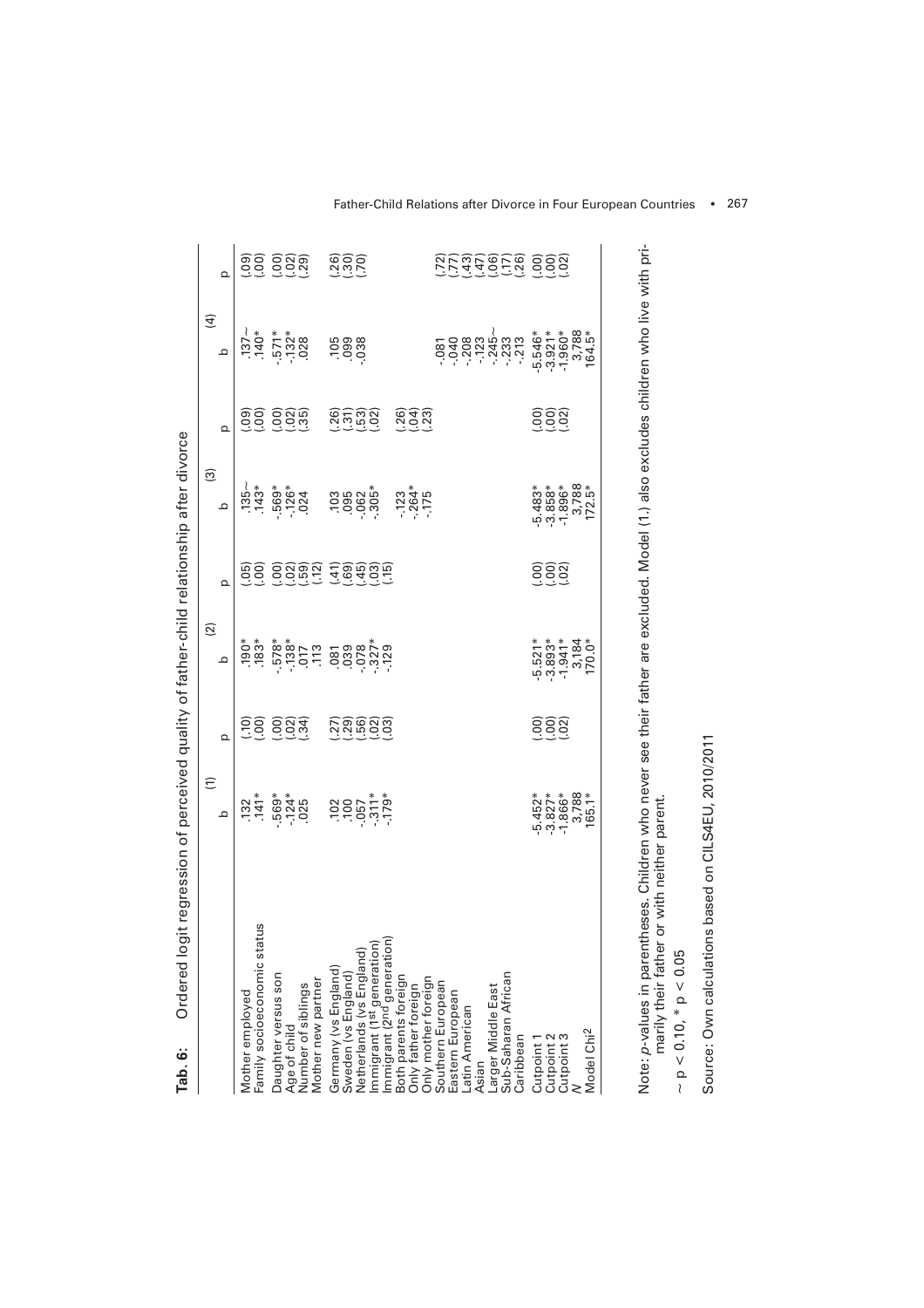**Tab. 6:** Ordered logit regression of perceived quality of father-child relationship after divorce

| | (1) | | (2) | | (3) | | (4) | |
|---|---|---|---|---|---|---|---|---|
| | b | p | b | p | b | p | b | p |
| Mother employed | .132 | (.10) | .190* | (.05) | .135~ | (.09) | .137~ | (.09) |
| Family socioeconomic status | .141* | (.00) | .183* | (.00) | .143* | (.00) | .140* | (.00) |
| Daughter versus son | -.569* | (.00) | -.578* | (.00) | -.569* | (.00) | -.571* | (.00) |
| Age of child | -.124* | (.02) | -.138* | (.02) | -.126* | (.02) | -.132* | (.02) |
| Number of siblings | .025 | (.34) | .017 | (.59) | .024 | (.35) | .028 | (.29) |
| Mother new partner | | | .113 | (.12) | | | | |
| Germany (vs England) | .102 | (.27) | .081 | (.41) | .103 | (.26) | .105 | (.26) |
| Sweden (vs England) | .100 | (.29) | .039 | (.69) | .095 | (.31) | .099 | (.30) |
| Netherlands (vs England) | -.057 | (.56) | -.078 | (.45) | -.062 | (.53) | -.038 | (.70) |
| Immigrant (1st generation) | -.311* | (.02) | -.327* | (.03) | -.305* | (.02) | | |
| Immigrant (2nd generation) | -.179* | (.03) | -.129 | (.15) | | | | |
| Both parents foreign | | | | | -.123 | (.26) | | |
| Only father foreign | | | | | -.264* | (.04) | | |
| Only mother foreign | | | | | -.175 | (.23) | | |
| Southern European | | | | | | | -.081 | (.72) |
| Eastern European | | | | | | | -.040 | (.77) |
| Latin American | | | | | | | -.208 | (.43) |
| Asian | | | | | | | -.123 | (.47) |
| Larger Middle East | | | | | | | -.245~ | (.06) |
| Sub-Saharan African | | | | | | | -.233 | (.17) |
| Caribbean | | | | | | | -.213 | (.26) |
| Cutpoint 1 | -5.452* | (.00) | -5.521* | (.00) | -5.483* | (.00) | -5.546* | (.00) |
| Cutpoint 2 | -3.827* | (.00) | -3.893* | (.00) | -3.858* | (.00) | -3.921* | (.00) |
| Cutpoint 3 | -1.866* | (.02) | -1.941* | (.02) | -1.896* | (.02) | -1.960* | (.02) |
| $N$ | 3,788 | | 3,184 | | 3,788 | | 3,788 | |
| Model Chi² | 165.1* | | 170.0* | | 172.5* | | 164.5* | |

Note: $p$-values in parentheses. Children who never see their father are excluded. Model (1.) also excludes children who live with primarily their father or with neither parent.

~ $p < 0.10$, * $p < 0.05$

Source: Own calculations based on CILS4EU, 2010/2011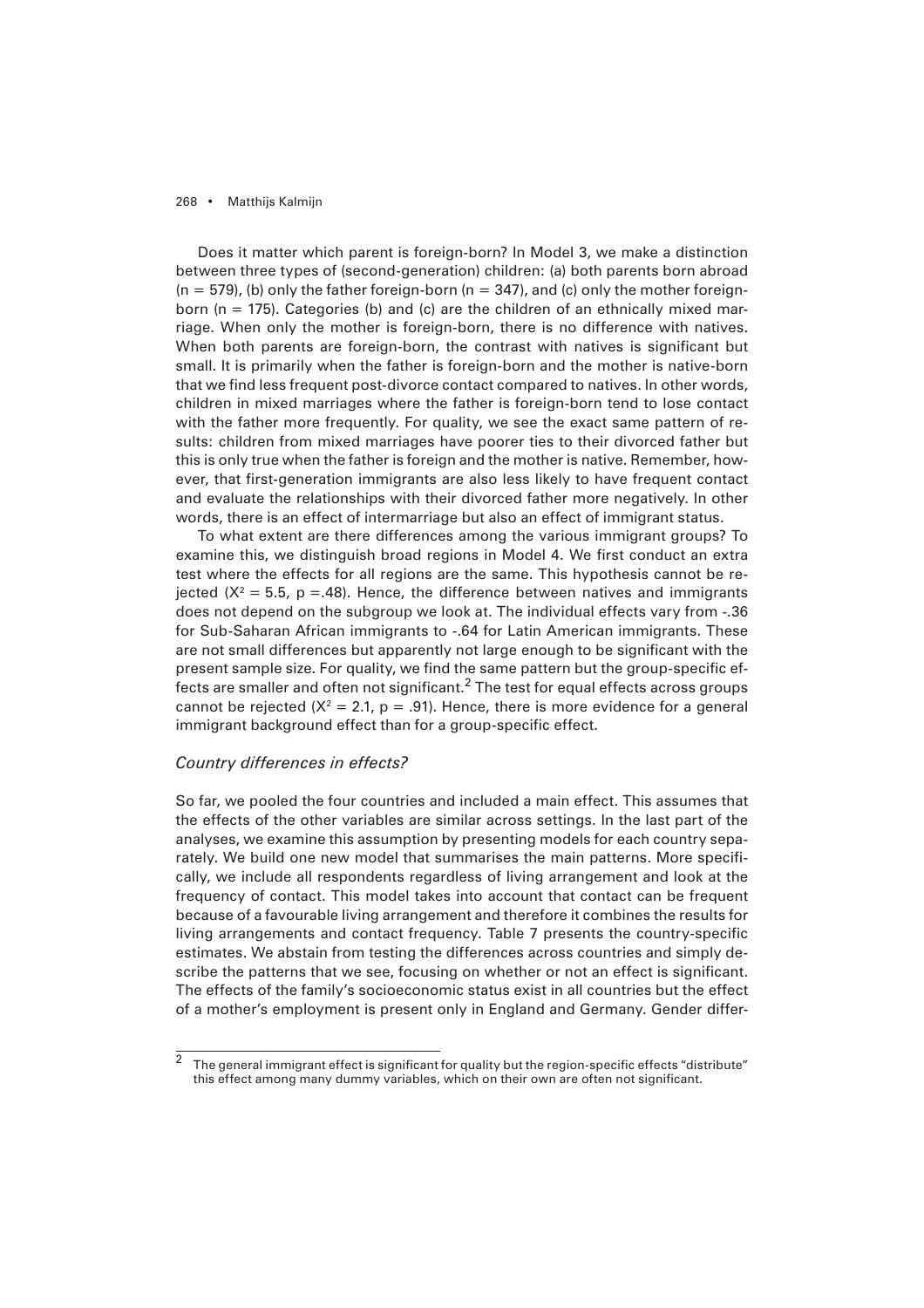Does it matter which parent is foreign-born? In Model 3, we make a distinction between three types of (second-generation) children: (a) both parents born abroad ($n = 579$), (b) only the father foreign-born ($n = 347$), and (c) only the mother foreign-born ($n = 175$). Categories (b) and (c) are the children of an ethnically mixed marriage. When only the mother is foreign-born, there is no difference with natives. When both parents are foreign-born, the contrast with natives is significant but small. It is primarily when the father is foreign-born and the mother is native-born that we find less frequent post-divorce contact compared to natives. In other words, children in mixed marriages where the father is foreign-born tend to lose contact with the father more frequently. For quality, we see the exact same pattern of results: children from mixed marriages have poorer ties to their divorced father but this is only true when the father is foreign and the mother is native. Remember, however, that first-generation immigrants are also less likely to have frequent contact and evaluate the relationships with their divorced father more negatively. In other words, there is an effect of intermarriage but also an effect of immigrant status.

To what extent are there differences among the various immigrant groups? To examine this, we distinguish broad regions in Model 4. We first conduct an extra test where the effects for all regions are the same. This hypothesis cannot be rejected ($X^2 = 5.5$, $p = .48$). Hence, the difference between natives and immigrants does not depend on the subgroup we look at. The individual effects vary from -.36 for Sub-Saharan African immigrants to -.64 for Latin American immigrants. These are not small differences but apparently not large enough to be significant with the present sample size. For quality, we find the same pattern but the group-specific effects are smaller and often not significant.[2] The test for equal effects across groups cannot be rejected ($X^2 = 2.1$, $p = .91$). Hence, there is more evidence for a general immigrant background effect than for a group-specific effect.

### *Country differences in effects?*

So far, we pooled the four countries and included a main effect. This assumes that the effects of the other variables are similar across settings. In the last part of the analyses, we examine this assumption by presenting models for each country separately. We build one new model that summarises the main patterns. More specifically, we include all respondents regardless of living arrangement and look at the frequency of contact. This model takes into account that contact can be frequent because of a favourable living arrangement and therefore it combines the results for living arrangements and contact frequency. Table 7 presents the country-specific estimates. We abstain from testing the differences across countries and simply describe the patterns that we see, focusing on whether or not an effect is significant. The effects of the family's socioeconomic status exist in all countries but the effect of a mother's employment is present only in England and Germany. Gender differ-

[2] The general immigrant effect is significant for quality but the region-specific effects "distribute" this effect among many dummy variables, which on their own are often not significant.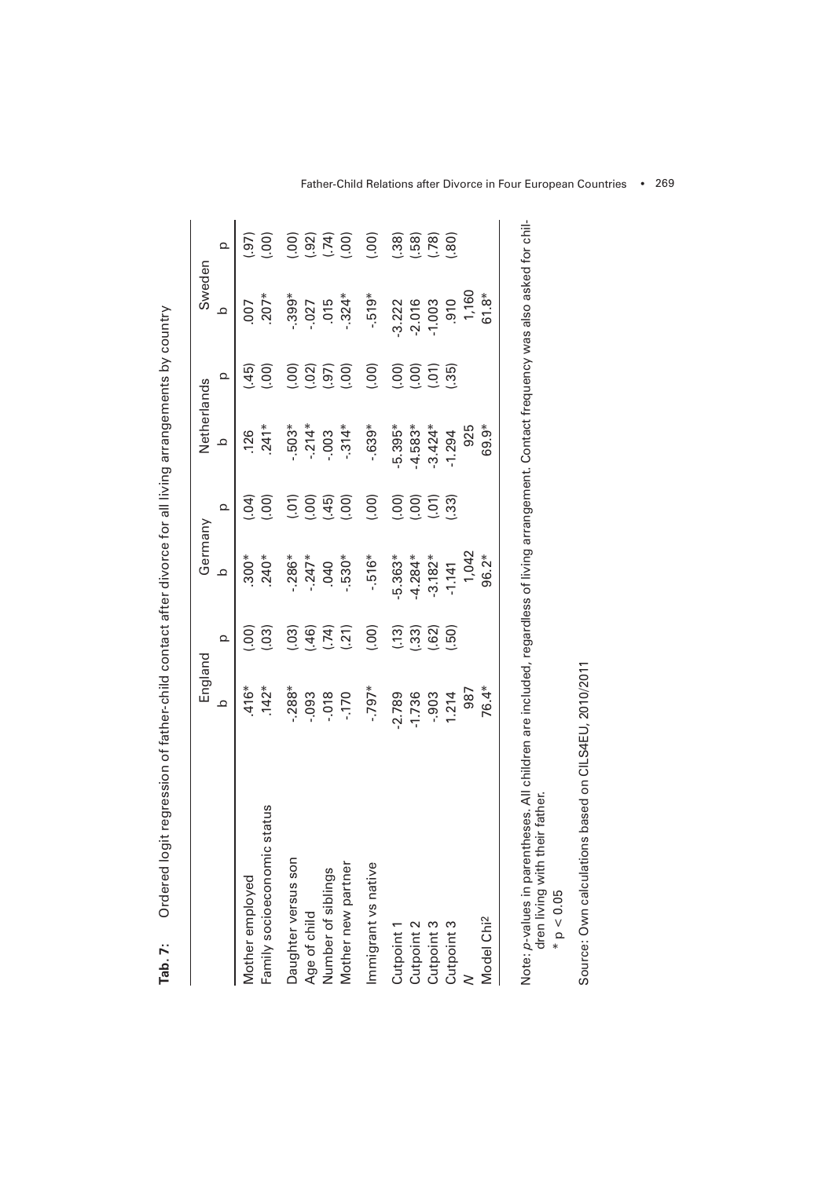**Tab. 7:** Ordered logit regression of father-child contact after divorce for all living arrangements by country

| | England | | Germany | | Netherlands | | Sweden | |
|---|---|---|---|---|---|---|---|---|
| | b | p | b | p | b | p | b | p |
| Mother employed | .416* | (.00) | .300* | (.04) | .126 | (.45) | .007 | (.97) |
| Family socioeconomic status | .142* | (.03) | .240* | (.00) | .241* | (.00) | .207* | (.00) |
| Daughter versus son | -.288* | (.03) | -.286* | (.01) | -.503* | (.00) | -.399* | (.00) |
| Age of child | -.093 | (.46) | -.247* | (.00) | -.214* | (.02) | -.027 | (.92) |
| Number of siblings | -.018 | (.74) | .040 | (.45) | -.003 | (.97) | .015 | (.74) |
| Mother new partner | -.170 | (.21) | -.530* | (.00) | -.314* | (.00) | -.324* | (.00) |
| Immigrant vs native | -.797* | (.00) | -.516* | (.00) | -.639* | (.00) | -.519* | (.00) |
| Cutpoint 1 | -2.789 | (.13) | -5.363* | (.00) | -5.395* | (.00) | -3.222 | (.38) |
| Cutpoint 2 | -1.736 | (.33) | -4.284* | (.00) | -4.583* | (.00) | -2.016 | (.58) |
| Cutpoint 3 | -.903 | (.62) | -3.182* | (.01) | -3.424* | (.01) | -1.003 | (.78) |
| Cutpoint 3 | 1.214 | (.50) | -1.141 | (.33) | -1.294 | (.35) | .910 | (.80) |
| $N$ | 987 | | 1,042 | | 925 | | 1,160 | |
| Model Chi² | 76.4* | | 96.2* | | 69.9* | | 61.8* | |

Note: $p$-values in parentheses. All children are included, regardless of living arrangement. Contact frequency was also asked for children living with their father.
\* $p < 0.05$

Source: Own calculations based on CILS4EU, 2010/2011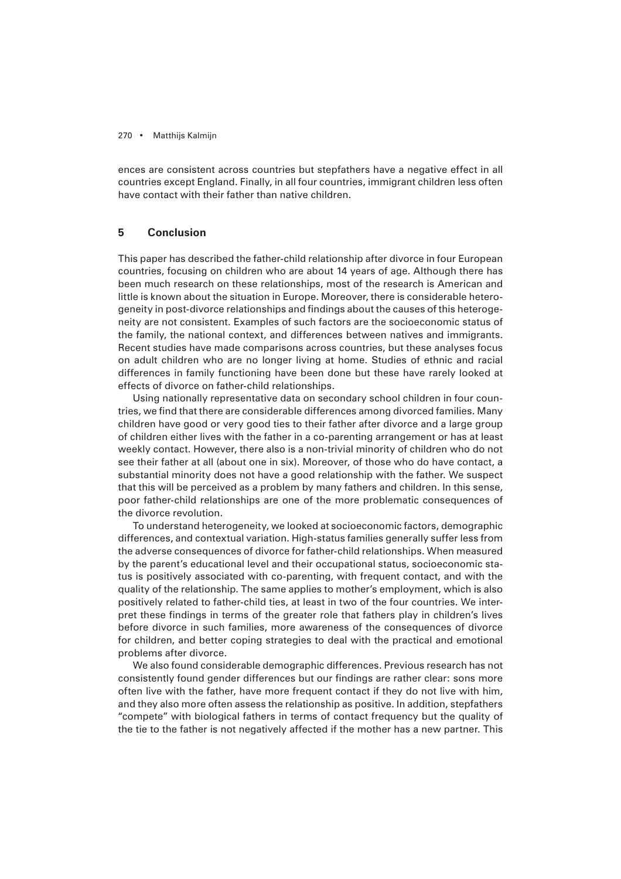ences are consistent across countries but stepfathers have a negative effect in all countries except England. Finally, in all four countries, immigrant children less often have contact with their father than native children.

## 5 Conclusion

This paper has described the father-child relationship after divorce in four European countries, focusing on children who are about 14 years of age. Although there has been much research on these relationships, most of the research is American and little is known about the situation in Europe. Moreover, there is considerable heterogeneity in post-divorce relationships and findings about the causes of this heterogeneity are not consistent. Examples of such factors are the socioeconomic status of the family, the national context, and differences between natives and immigrants. Recent studies have made comparisons across countries, but these analyses focus on adult children who are no longer living at home. Studies of ethnic and racial differences in family functioning have been done but these have rarely looked at effects of divorce on father-child relationships.

Using nationally representative data on secondary school children in four countries, we find that there are considerable differences among divorced families. Many children have good or very good ties to their father after divorce and a large group of children either lives with the father in a co-parenting arrangement or has at least weekly contact. However, there also is a non-trivial minority of children who do not see their father at all (about one in six). Moreover, of those who do have contact, a substantial minority does not have a good relationship with the father. We suspect that this will be perceived as a problem by many fathers and children. In this sense, poor father-child relationships are one of the more problematic consequences of the divorce revolution.

To understand heterogeneity, we looked at socioeconomic factors, demographic differences, and contextual variation. High-status families generally suffer less from the adverse consequences of divorce for father-child relationships. When measured by the parent's educational level and their occupational status, socioeconomic status is positively associated with co-parenting, with frequent contact, and with the quality of the relationship. The same applies to mother's employment, which is also positively related to father-child ties, at least in two of the four countries. We interpret these findings in terms of the greater role that fathers play in children's lives before divorce in such families, more awareness of the consequences of divorce for children, and better coping strategies to deal with the practical and emotional problems after divorce.

We also found considerable demographic differences. Previous research has not consistently found gender differences but our findings are rather clear: sons more often live with the father, have more frequent contact if they do not live with him, and they also more often assess the relationship as positive. In addition, stepfathers "compete" with biological fathers in terms of contact frequency but the quality of the tie to the father is not negatively affected if the mother has a new partner. This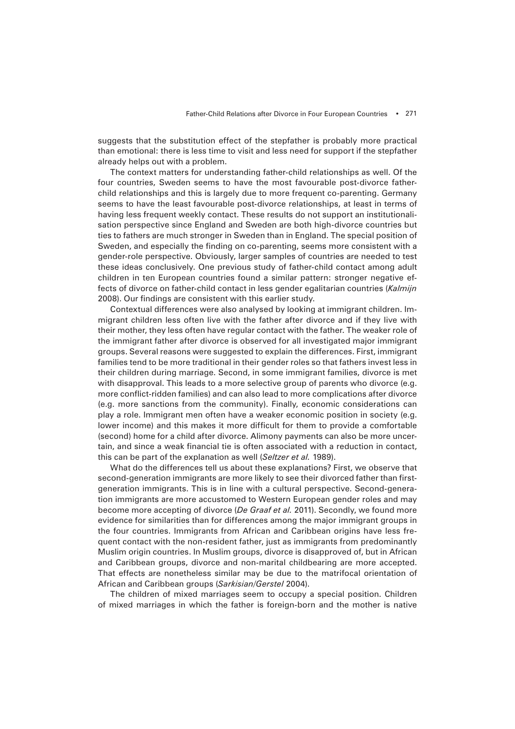suggests that the substitution effect of the stepfather is probably more practical than emotional: there is less time to visit and less need for support if the stepfather already helps out with a problem.

The context matters for understanding father-child relationships as well. Of the four countries, Sweden seems to have the most favourable post-divorce father-child relationships and this is largely due to more frequent co-parenting. Germany seems to have the least favourable post-divorce relationships, at least in terms of having less frequent weekly contact. These results do not support an institutionalisation perspective since England and Sweden are both high-divorce countries but ties to fathers are much stronger in Sweden than in England. The special position of Sweden, and especially the finding on co-parenting, seems more consistent with a gender-role perspective. Obviously, larger samples of countries are needed to test these ideas conclusively. One previous study of father-child contact among adult children in ten European countries found a similar pattern: stronger negative effects of divorce on father-child contact in less gender egalitarian countries (*Kalmijn* 2008). Our findings are consistent with this earlier study.

Contextual differences were also analysed by looking at immigrant children. Immigrant children less often live with the father after divorce and if they live with their mother, they less often have regular contact with the father. The weaker role of the immigrant father after divorce is observed for all investigated major immigrant groups. Several reasons were suggested to explain the differences. First, immigrant families tend to be more traditional in their gender roles so that fathers invest less in their children during marriage. Second, in some immigrant families, divorce is met with disapproval. This leads to a more selective group of parents who divorce (e.g. more conflict-ridden families) and can also lead to more complications after divorce (e.g. more sanctions from the community). Finally, economic considerations can play a role. Immigrant men often have a weaker economic position in society (e.g. lower income) and this makes it more difficult for them to provide a comfortable (second) home for a child after divorce. Alimony payments can also be more uncertain, and since a weak financial tie is often associated with a reduction in contact, this can be part of the explanation as well (*Seltzer et al.* 1989).

What do the differences tell us about these explanations? First, we observe that second-generation immigrants are more likely to see their divorced father than first-generation immigrants. This is in line with a cultural perspective. Second-generation immigrants are more accustomed to Western European gender roles and may become more accepting of divorce (*De Graaf et al.* 2011). Secondly, we found more evidence for similarities than for differences among the major immigrant groups in the four countries. Immigrants from African and Caribbean origins have less frequent contact with the non-resident father, just as immigrants from predominantly Muslim origin countries. In Muslim groups, divorce is disapproved of, but in African and Caribbean groups, divorce and non-marital childbearing are more accepted. That effects are nonetheless similar may be due to the matrifocal orientation of African and Caribbean groups (*Sarkisian/Gerstel* 2004).

The children of mixed marriages seem to occupy a special position. Children of mixed marriages in which the father is foreign-born and the mother is native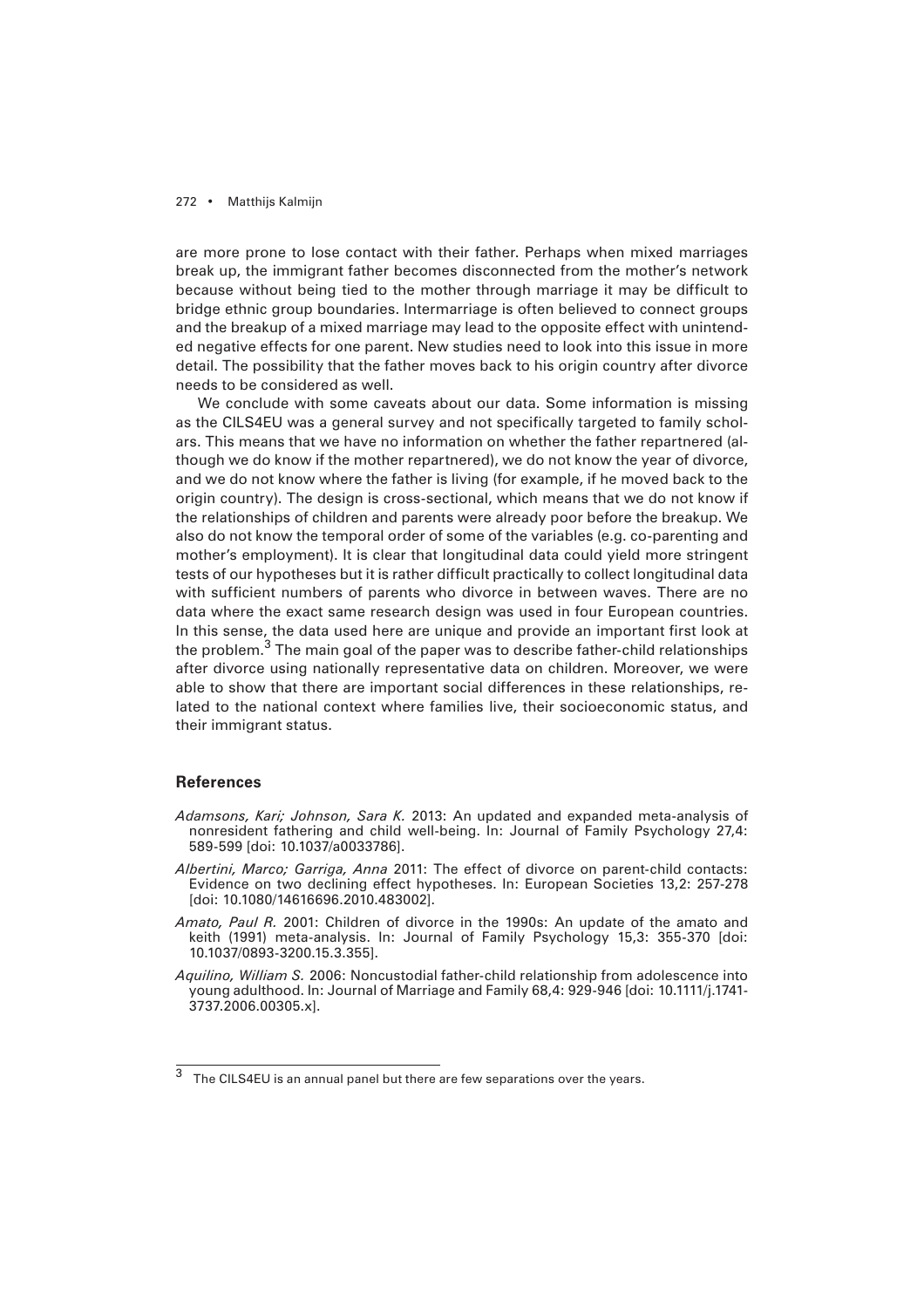are more prone to lose contact with their father. Perhaps when mixed marriages break up, the immigrant father becomes disconnected from the mother's network because without being tied to the mother through marriage it may be difficult to bridge ethnic group boundaries. Intermarriage is often believed to connect groups and the breakup of a mixed marriage may lead to the opposite effect with unintended negative effects for one parent. New studies need to look into this issue in more detail. The possibility that the father moves back to his origin country after divorce needs to be considered as well.

We conclude with some caveats about our data. Some information is missing as the CILS4EU was a general survey and not specifically targeted to family scholars. This means that we have no information on whether the father repartnered (although we do know if the mother repartnered), we do not know the year of divorce, and we do not know where the father is living (for example, if he moved back to the origin country). The design is cross-sectional, which means that we do not know if the relationships of children and parents were already poor before the breakup. We also do not know the temporal order of some of the variables (e.g. co-parenting and mother's employment). It is clear that longitudinal data could yield more stringent tests of our hypotheses but it is rather difficult practically to collect longitudinal data with sufficient numbers of parents who divorce in between waves. There are no data where the exact same research design was used in four European countries. In this sense, the data used here are unique and provide an important first look at the problem.[3] The main goal of the paper was to describe father-child relationships after divorce using nationally representative data on children. Moreover, we were able to show that there are important social differences in these relationships, related to the national context where families live, their socioeconomic status, and their immigrant status.

## References

*Adamsons, Kari; Johnson, Sara K.* 2013: An updated and expanded meta-analysis of nonresident fathering and child well-being. In: Journal of Family Psychology 27,4: 589-599 [doi: 10.1037/a0033786].

*Albertini, Marco; Garriga, Anna* 2011: The effect of divorce on parent-child contacts: Evidence on two declining effect hypotheses. In: European Societies 13,2: 257-278 [doi: 10.1080/14616696.2010.483002].

*Amato, Paul R.* 2001: Children of divorce in the 1990s: An update of the amato and keith (1991) meta-analysis. In: Journal of Family Psychology 15,3: 355-370 [doi: 10.1037/0893-3200.15.3.355].

*Aquilino, William S.* 2006: Noncustodial father-child relationship from adolescence into young adulthood. In: Journal of Marriage and Family 68,4: 929-946 [doi: 10.1111/j.1741-3737.2006.00305.x].

---

[3] The CILS4EU is an annual panel but there are few separations over the years.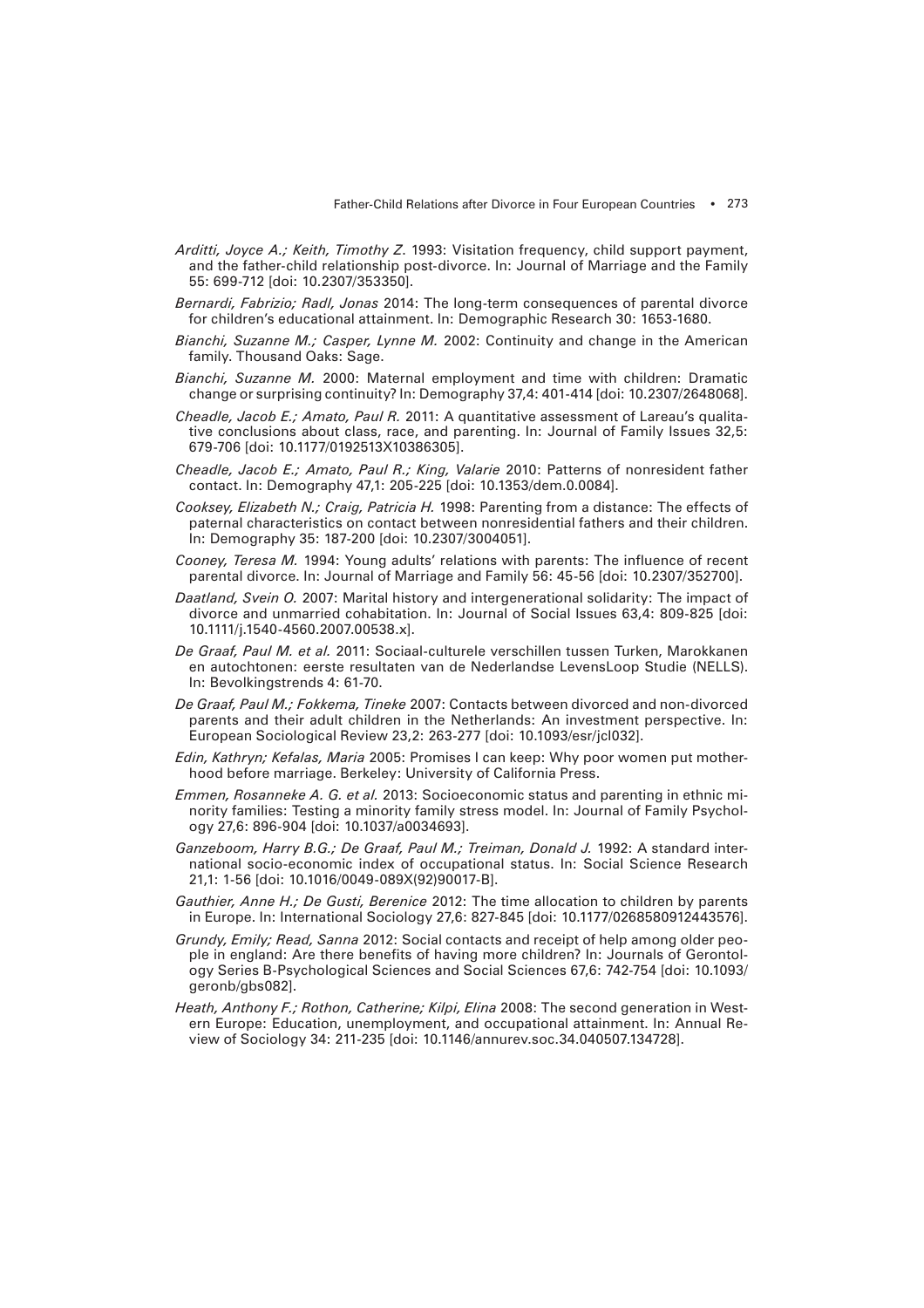*Arditti, Joyce A.; Keith, Timothy Z.* 1993: Visitation frequency, child support payment, and the father-child relationship post-divorce. In: Journal of Marriage and the Family 55: 699-712 [doi: 10.2307/353350].

*Bernardi, Fabrizio; Radl, Jonas* 2014: The long-term consequences of parental divorce for children's educational attainment. In: Demographic Research 30: 1653-1680.

*Bianchi, Suzanne M.; Casper, Lynne M.* 2002: Continuity and change in the American family. Thousand Oaks: Sage.

*Bianchi, Suzanne M.* 2000: Maternal employment and time with children: Dramatic change or surprising continuity? In: Demography 37,4: 401-414 [doi: 10.2307/2648068].

*Cheadle, Jacob E.; Amato, Paul R.* 2011: A quantitative assessment of Lareau's qualitative conclusions about class, race, and parenting. In: Journal of Family Issues 32,5: 679-706 [doi: 10.1177/0192513X10386305].

*Cheadle, Jacob E.; Amato, Paul R.; King, Valarie* 2010: Patterns of nonresident father contact. In: Demography 47,1: 205-225 [doi: 10.1353/dem.0.0084].

*Cooksey, Elizabeth N.; Craig, Patricia H.* 1998: Parenting from a distance: The effects of paternal characteristics on contact between nonresidential fathers and their children. In: Demography 35: 187-200 [doi: 10.2307/3004051].

*Cooney, Teresa M.* 1994: Young adults' relations with parents: The influence of recent parental divorce. In: Journal of Marriage and Family 56: 45-56 [doi: 10.2307/352700].

*Daatland, Svein O.* 2007: Marital history and intergenerational solidarity: The impact of divorce and unmarried cohabitation. In: Journal of Social Issues 63,4: 809-825 [doi: 10.1111/j.1540-4560.2007.00538.x].

*De Graaf, Paul M. et al.* 2011: Sociaal-culturele verschillen tussen Turken, Marokkanen en autochtonen: eerste resultaten van de Nederlandse LevensLoop Studie (NELLS). In: Bevolkingstrends 4: 61-70.

*De Graaf, Paul M.; Fokkema, Tineke* 2007: Contacts between divorced and non-divorced parents and their adult children in the Netherlands: An investment perspective. In: European Sociological Review 23,2: 263-277 [doi: 10.1093/esr/jcl032].

*Edin, Kathryn; Kefalas, Maria* 2005: Promises I can keep: Why poor women put motherhood before marriage. Berkeley: University of California Press.

*Emmen, Rosanneke A. G. et al.* 2013: Socioeconomic status and parenting in ethnic minority families: Testing a minority family stress model. In: Journal of Family Psychology 27,6: 896-904 [doi: 10.1037/a0034693].

*Ganzeboom, Harry B.G.; De Graaf, Paul M.; Treiman, Donald J.* 1992: A standard international socio-economic index of occupational status. In: Social Science Research 21,1: 1-56 [doi: 10.1016/0049-089X(92)90017-B].

*Gauthier, Anne H.; De Gusti, Berenice* 2012: The time allocation to children by parents in Europe. In: International Sociology 27,6: 827-845 [doi: 10.1177/0268580912443576].

*Grundy, Emily; Read, Sanna* 2012: Social contacts and receipt of help among older people in england: Are there benefits of having more children? In: Journals of Gerontology Series B-Psychological Sciences and Social Sciences 67,6: 742-754 [doi: 10.1093/geronb/gbs082].

*Heath, Anthony F.; Rothon, Catherine; Kilpi, Elina* 2008: The second generation in Western Europe: Education, unemployment, and occupational attainment. In: Annual Review of Sociology 34: 211-235 [doi: 10.1146/annurev.soc.34.040507.134728].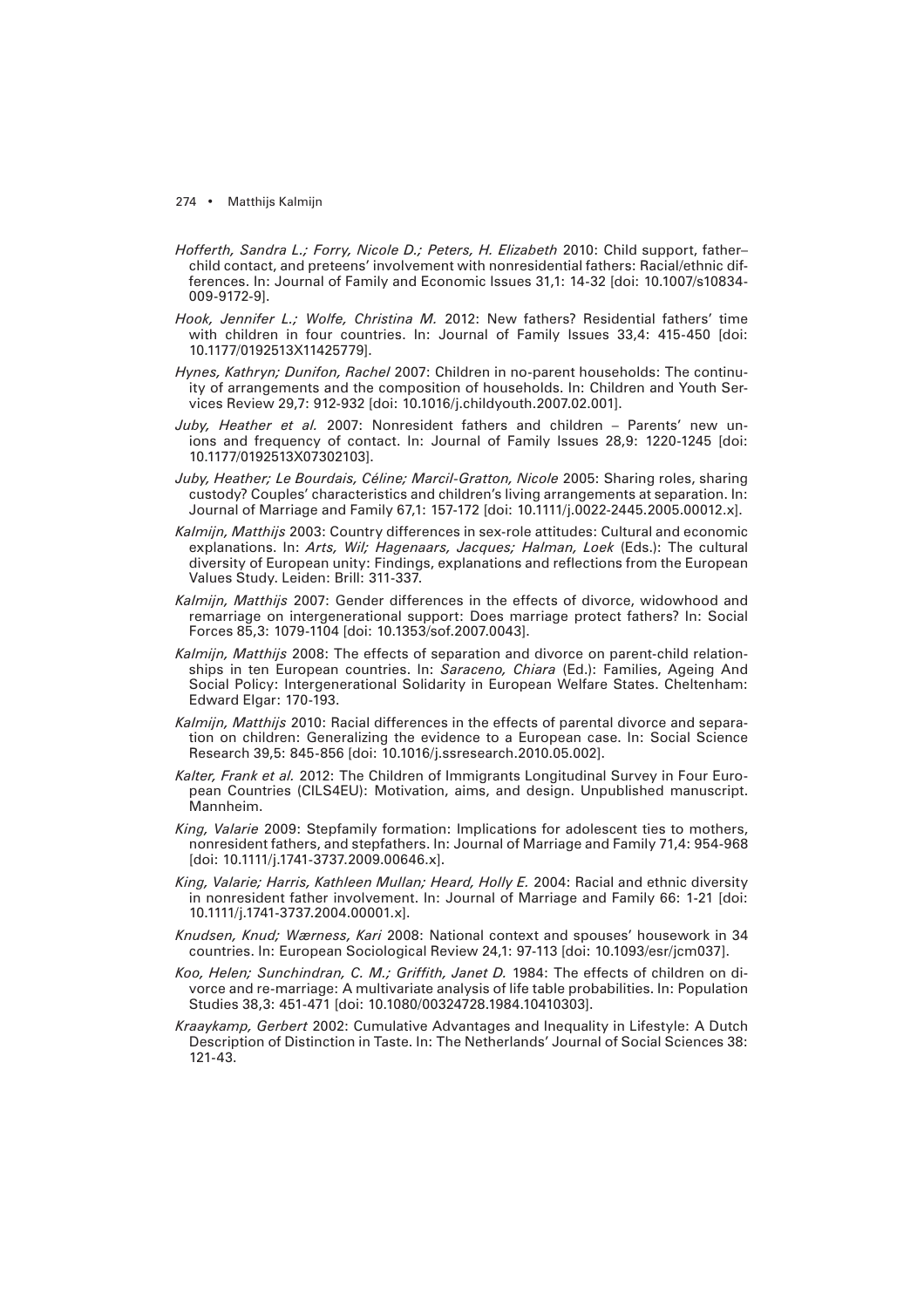*Hofferth, Sandra L.; Forry, Nicole D.; Peters, H. Elizabeth* 2010: Child support, father–child contact, and preteens' involvement with nonresidential fathers: Racial/ethnic differences. In: Journal of Family and Economic Issues 31,1: 14-32 [doi: 10.1007/s10834-009-9172-9].

*Hook, Jennifer L.; Wolfe, Christina M.* 2012: New fathers? Residential fathers' time with children in four countries. In: Journal of Family Issues 33,4: 415-450 [doi: 10.1177/0192513X11425779].

*Hynes, Kathryn; Dunifon, Rachel* 2007: Children in no-parent households: The continuity of arrangements and the composition of households. In: Children and Youth Services Review 29,7: 912-932 [doi: 10.1016/j.childyouth.2007.02.001].

*Juby, Heather et al.* 2007: Nonresident fathers and children – Parents' new unions and frequency of contact. In: Journal of Family Issues 28,9: 1220-1245 [doi: 10.1177/0192513X07302103].

*Juby, Heather; Le Bourdais, Céline; Marcil-Gratton, Nicole* 2005: Sharing roles, sharing custody? Couples' characteristics and children's living arrangements at separation. In: Journal of Marriage and Family 67,1: 157-172 [doi: 10.1111/j.0022-2445.2005.00012.x].

*Kalmijn, Matthijs* 2003: Country differences in sex-role attitudes: Cultural and economic explanations. In: *Arts, Wil; Hagenaars, Jacques; Halman, Loek* (Eds.): The cultural diversity of European unity: Findings, explanations and reflections from the European Values Study. Leiden: Brill: 311-337.

*Kalmijn, Matthijs* 2007: Gender differences in the effects of divorce, widowhood and remarriage on intergenerational support: Does marriage protect fathers? In: Social Forces 85,3: 1079-1104 [doi: 10.1353/sof.2007.0043].

*Kalmijn, Matthijs* 2008: The effects of separation and divorce on parent-child relationships in ten European countries. In: *Saraceno, Chiara* (Ed.): Families, Ageing And Social Policy: Intergenerational Solidarity in European Welfare States. Cheltenham: Edward Elgar: 170-193.

*Kalmijn, Matthijs* 2010: Racial differences in the effects of parental divorce and separation on children: Generalizing the evidence to a European case. In: Social Science Research 39,5: 845-856 [doi: 10.1016/j.ssresearch.2010.05.002].

*Kalter, Frank et al.* 2012: The Children of Immigrants Longitudinal Survey in Four European Countries (CILS4EU): Motivation, aims, and design. Unpublished manuscript. Mannheim.

*King, Valarie* 2009: Stepfamily formation: Implications for adolescent ties to mothers, nonresident fathers, and stepfathers. In: Journal of Marriage and Family 71,4: 954-968 [doi: 10.1111/j.1741-3737.2009.00646.x].

*King, Valarie; Harris, Kathleen Mullan; Heard, Holly E.* 2004: Racial and ethnic diversity in nonresident father involvement. In: Journal of Marriage and Family 66: 1-21 [doi: 10.1111/j.1741-3737.2004.00001.x].

*Knudsen, Knud; Wærness, Kari* 2008: National context and spouses' housework in 34 countries. In: European Sociological Review 24,1: 97-113 [doi: 10.1093/esr/jcm037].

*Koo, Helen; Sunchindran, C. M.; Griffith, Janet D.* 1984: The effects of children on divorce and re-marriage: A multivariate analysis of life table probabilities. In: Population Studies 38,3: 451-471 [doi: 10.1080/00324728.1984.10410303].

*Kraaykamp, Gerbert* 2002: Cumulative Advantages and Inequality in Lifestyle: A Dutch Description of Distinction in Taste. In: The Netherlands' Journal of Social Sciences 38: 121-43.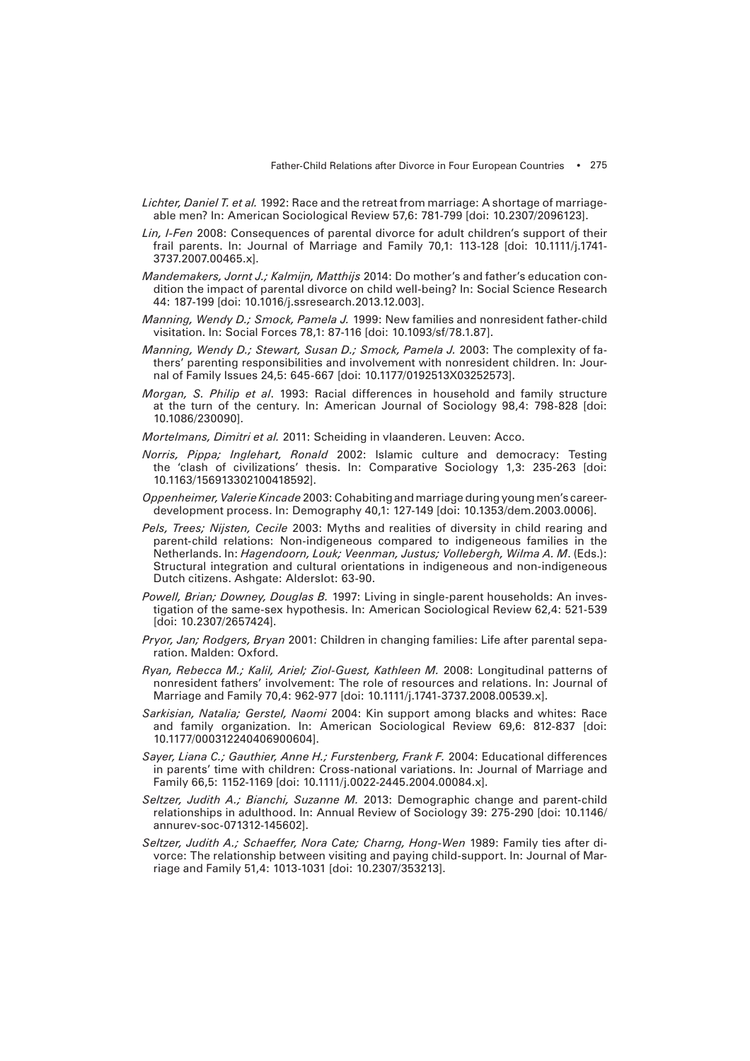*Lichter, Daniel T. et al.* 1992: Race and the retreat from marriage: A shortage of marriageable men? In: American Sociological Review 57,6: 781-799 [doi: 10.2307/2096123].

*Lin, I-Fen* 2008: Consequences of parental divorce for adult children's support of their frail parents. In: Journal of Marriage and Family 70,1: 113-128 [doi: 10.1111/j.1741-3737.2007.00465.x].

*Mandemakers, Jornt J.; Kalmijn, Matthijs* 2014: Do mother's and father's education condition the impact of parental divorce on child well-being? In: Social Science Research 44: 187-199 [doi: 10.1016/j.ssresearch.2013.12.003].

*Manning, Wendy D.; Smock, Pamela J.* 1999: New families and nonresident father-child visitation. In: Social Forces 78,1: 87-116 [doi: 10.1093/sf/78.1.87].

*Manning, Wendy D.; Stewart, Susan D.; Smock, Pamela J.* 2003: The complexity of fathers' parenting responsibilities and involvement with nonresident children. In: Journal of Family Issues 24,5: 645-667 [doi: 10.1177/0192513X03252573].

*Morgan, S. Philip et al.* 1993: Racial differences in household and family structure at the turn of the century. In: American Journal of Sociology 98,4: 798-828 [doi: 10.1086/230090].

*Mortelmans, Dimitri et al.* 2011: Scheiding in vlaanderen. Leuven: Acco.

*Norris, Pippa; Inglehart, Ronald* 2002: Islamic culture and democracy: Testing the 'clash of civilizations' thesis. In: Comparative Sociology 1,3: 235-263 [doi: 10.1163/156913302100418592].

*Oppenheimer, Valerie Kincade* 2003: Cohabiting and marriage during young men's career-development process. In: Demography 40,1: 127-149 [doi: 10.1353/dem.2003.0006].

*Pels, Trees; Nijsten, Cecile* 2003: Myths and realities of diversity in child rearing and parent-child relations: Non-indigeneous compared to indigeneous families in the Netherlands. In: *Hagendoorn, Louk; Veenman, Justus; Vollebergh, Wilma A. M.* (Eds.): Structural integration and cultural orientations in indigeneous and non-indigeneous Dutch citizens. Ashgate: Alderslot: 63-90.

*Powell, Brian; Downey, Douglas B.* 1997: Living in single-parent households: An investigation of the same-sex hypothesis. In: American Sociological Review 62,4: 521-539 [doi: 10.2307/2657424].

*Pryor, Jan; Rodgers, Bryan* 2001: Children in changing families: Life after parental separation. Malden: Oxford.

*Ryan, Rebecca M.; Kalil, Ariel; Ziol-Guest, Kathleen M.* 2008: Longitudinal patterns of nonresident fathers' involvement: The role of resources and relations. In: Journal of Marriage and Family 70,4: 962-977 [doi: 10.1111/j.1741-3737.2008.00539.x].

*Sarkisian, Natalia; Gerstel, Naomi* 2004: Kin support among blacks and whites: Race and family organization. In: American Sociological Review 69,6: 812-837 [doi: 10.1177/000312240406900604].

*Sayer, Liana C.; Gauthier, Anne H.; Furstenberg, Frank F.* 2004: Educational differences in parents' time with children: Cross-national variations. In: Journal of Marriage and Family 66,5: 1152-1169 [doi: 10.1111/j.0022-2445.2004.00084.x].

*Seltzer, Judith A.; Bianchi, Suzanne M.* 2013: Demographic change and parent-child relationships in adulthood. In: Annual Review of Sociology 39: 275-290 [doi: 10.1146/annurev-soc-071312-145602].

*Seltzer, Judith A.; Schaeffer, Nora Cate; Charng, Hong-Wen* 1989: Family ties after divorce: The relationship between visiting and paying child-support. In: Journal of Marriage and Family 51,4: 1013-1031 [doi: 10.2307/353213].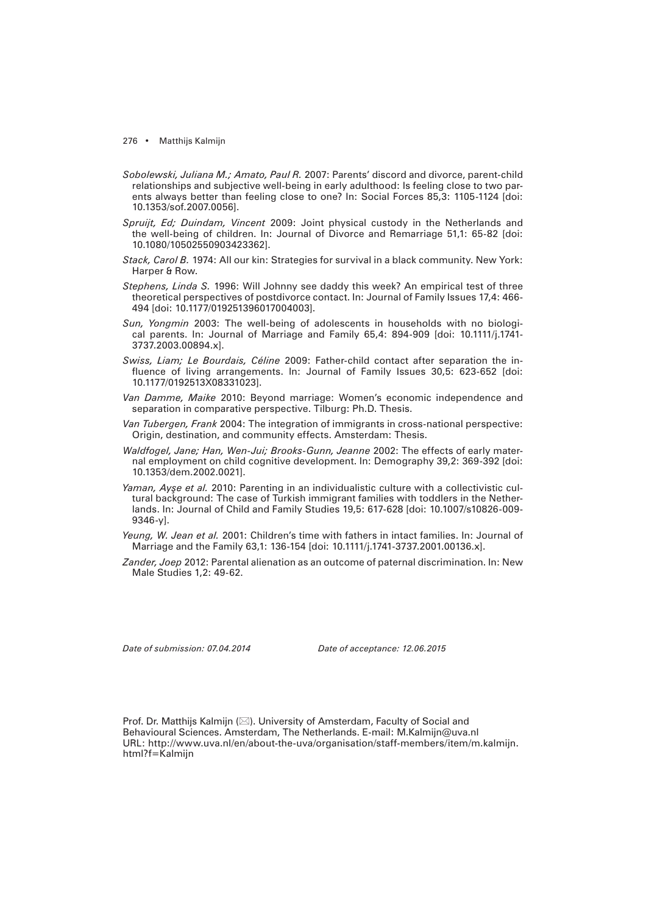*Sobolewski, Juliana M.; Amato, Paul R.* 2007: Parents' discord and divorce, parent-child relationships and subjective well-being in early adulthood: Is feeling close to two parents always better than feeling close to one? In: Social Forces 85,3: 1105-1124 [doi: 10.1353/sof.2007.0056].

*Spruijt, Ed; Duindam, Vincent* 2009: Joint physical custody in the Netherlands and the well-being of children. In: Journal of Divorce and Remarriage 51,1: 65-82 [doi: 10.1080/10502550903423362].

*Stack, Carol B.* 1974: All our kin: Strategies for survival in a black community. New York: Harper & Row.

*Stephens, Linda S.* 1996: Will Johnny see daddy this week? An empirical test of three theoretical perspectives of postdivorce contact. In: Journal of Family Issues 17,4: 466-494 [doi: 10.1177/019251396017004003].

*Sun, Yongmin* 2003: The well-being of adolescents in households with no biological parents. In: Journal of Marriage and Family 65,4: 894-909 [doi: 10.1111/j.1741-3737.2003.00894.x].

*Swiss, Liam; Le Bourdais, Céline* 2009: Father-child contact after separation the influence of living arrangements. In: Journal of Family Issues 30,5: 623-652 [doi: 10.1177/0192513X08331023].

*Van Damme, Maike* 2010: Beyond marriage: Women's economic independence and separation in comparative perspective. Tilburg: Ph.D. Thesis.

*Van Tubergen, Frank* 2004: The integration of immigrants in cross-national perspective: Origin, destination, and community effects. Amsterdam: Thesis.

*Waldfogel, Jane; Han, Wen-Jui; Brooks-Gunn, Jeanne* 2002: The effects of early maternal employment on child cognitive development. In: Demography 39,2: 369-392 [doi: 10.1353/dem.2002.0021].

*Yaman, Ayşe et al.* 2010: Parenting in an individualistic culture with a collectivistic cultural background: The case of Turkish immigrant families with toddlers in the Netherlands. In: Journal of Child and Family Studies 19,5: 617-628 [doi: 10.1007/s10826-009-9346-y].

*Yeung, W. Jean et al.* 2001: Children's time with fathers in intact families. In: Journal of Marriage and the Family 63,1: 136-154 [doi: 10.1111/j.1741-3737.2001.00136.x].

*Zander, Joep* 2012: Parental alienation as an outcome of paternal discrimination. In: New Male Studies 1,2: 49-62.

*Date of submission: 07.04.2014* *Date of acceptance: 12.06.2015*

Prof. Dr. Matthijs Kalmijn (✉). University of Amsterdam, Faculty of Social and Behavioural Sciences. Amsterdam, The Netherlands. E-mail: M.Kalmijn@uva.nl
URL: http://www.uva.nl/en/about-the-uva/organisation/staff-members/item/m.kalmijn.html?f=Kalmijn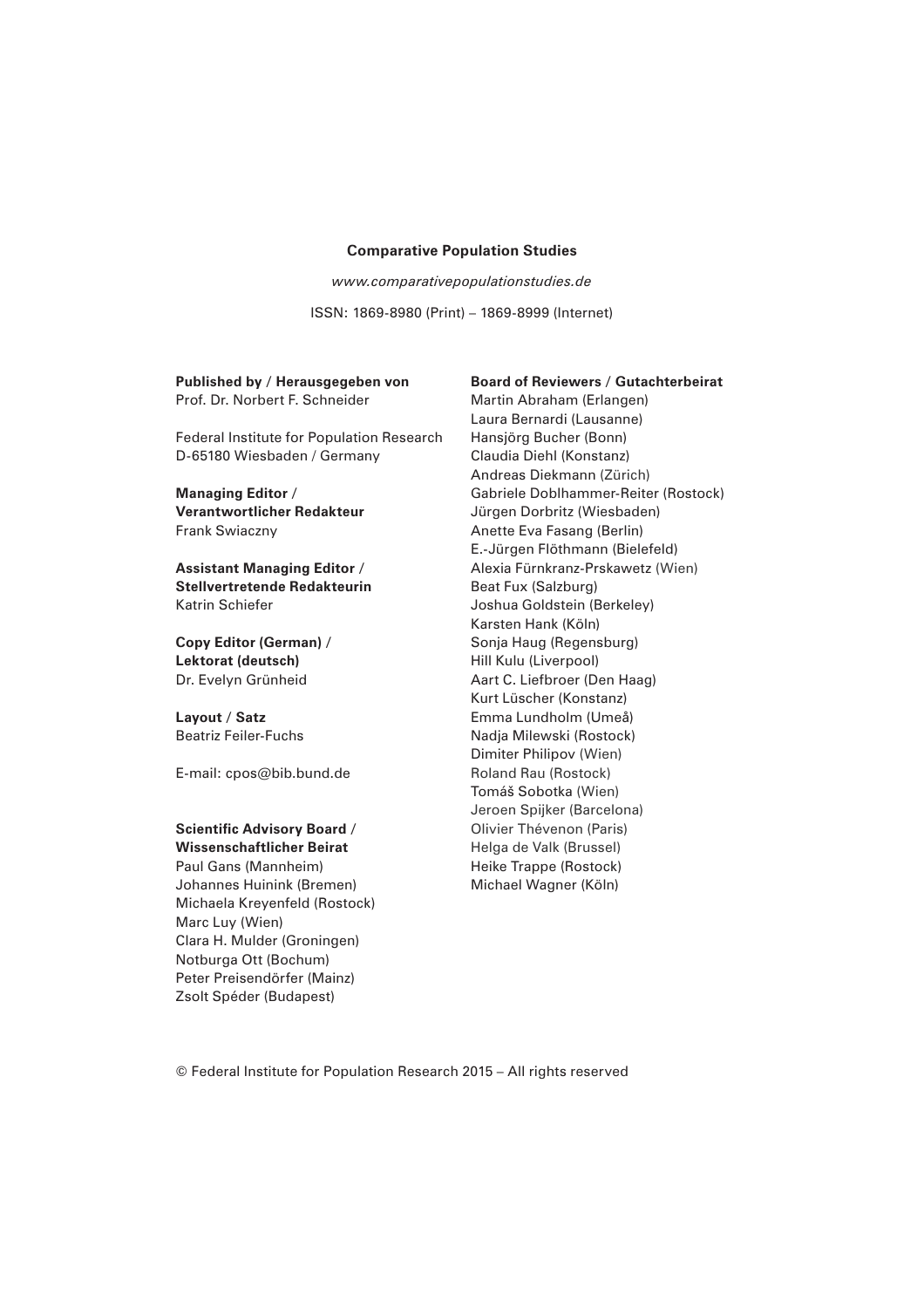**Comparative Population Studies**

*www.comparativepopulationstudies.de*

ISSN: 1869-8980 (Print) – 1869-8999 (Internet)

**Published by / Herausgegeben von**
Prof. Dr. Norbert F. Schneider

Federal Institute for Population Research
D-65180 Wiesbaden / Germany

**Managing Editor / Verantwortlicher Redakteur**
Frank Swiaczny

**Assistant Managing Editor / Stellvertretende Redakteurin**
Katrin Schiefer

**Copy Editor (German) / Lektorat (deutsch)**
Dr. Evelyn Grünheid

**Layout / Satz**
Beatriz Feiler-Fuchs

E-mail: cpos@bib.bund.de

**Scientific Advisory Board / Wissenschaftlicher Beirat**
Paul Gans (Mannheim)
Johannes Huinink (Bremen)
Michaela Kreyenfeld (Rostock)
Marc Luy (Wien)
Clara H. Mulder (Groningen)
Notburga Ott (Bochum)
Peter Preisendörfer (Mainz)
Zsolt Spéder (Budapest)

**Board of Reviewers / Gutachterbeirat**
Martin Abraham (Erlangen)
Laura Bernardi (Lausanne)
Hansjörg Bucher (Bonn)
Claudia Diehl (Konstanz)
Andreas Diekmann (Zürich)
Gabriele Doblhammer-Reiter (Rostock)
Jürgen Dorbritz (Wiesbaden)
Anette Eva Fasang (Berlin)
E.-Jürgen Flöthmann (Bielefeld)
Alexia Fürnkranz-Prskawetz (Wien)
Beat Fux (Salzburg)
Joshua Goldstein (Berkeley)
Karsten Hank (Köln)
Sonja Haug (Regensburg)
Hill Kulu (Liverpool)
Aart C. Liefbroer (Den Haag)
Kurt Lüscher (Konstanz)
Emma Lundholm (Umeå)
Nadja Milewski (Rostock)
Dimiter Philipov (Wien)
Roland Rau (Rostock)
Tomáš Sobotka (Wien)
Jeroen Spijker (Barcelona)
Olivier Thévenon (Paris)
Helga de Valk (Brussel)
Heike Trappe (Rostock)
Michael Wagner (Köln)

© Federal Institute for Population Research 2015 – All rights reserved